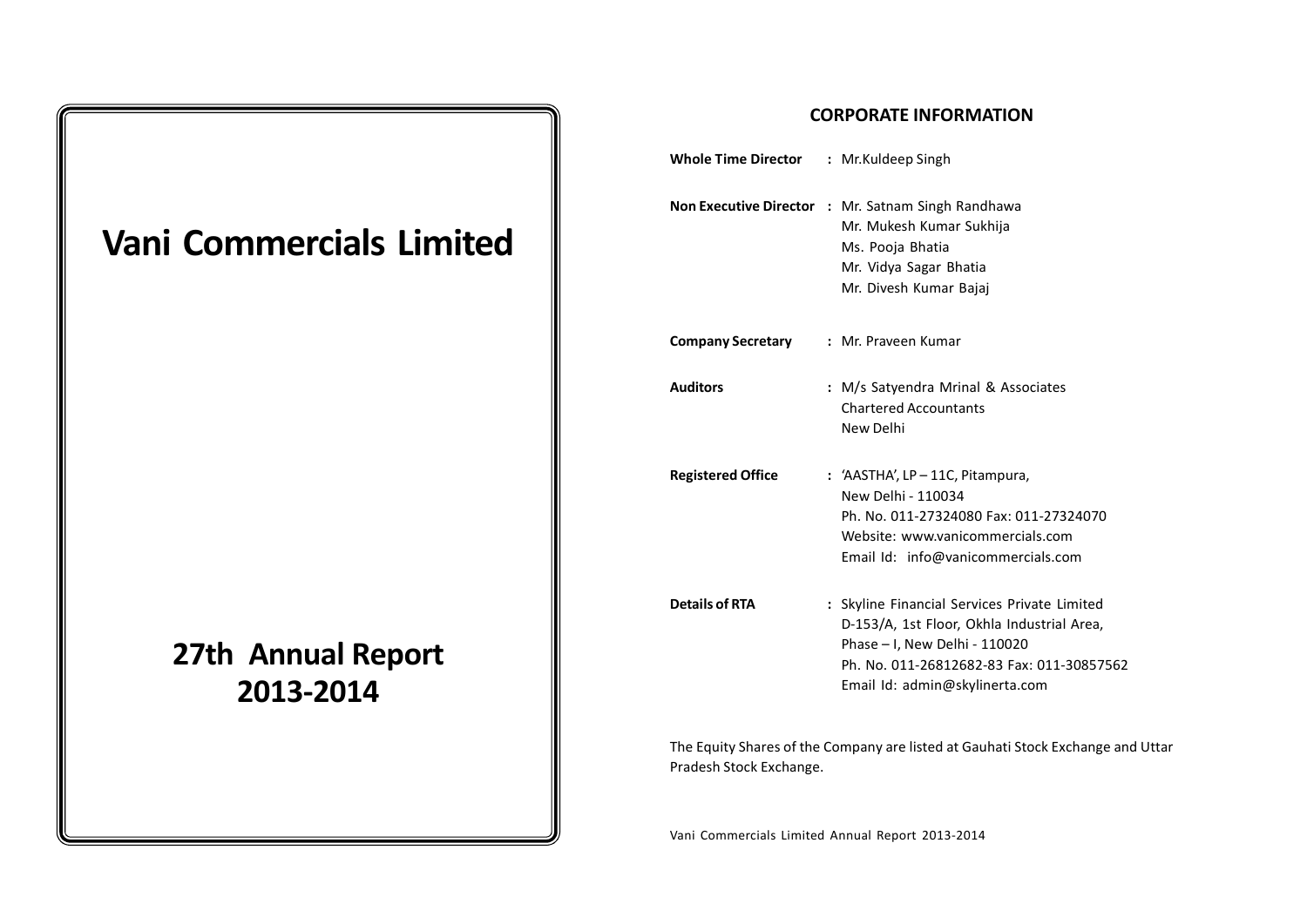# Vani Commercials Limited

## 27th Annual Report 2013-2014

## CORPORATE INFORMATION

| | | |
|---|---|---|
| **Whole Time Director** | : | Mr.Kuldeep Singh |
| **Non Executive Director** | : | Mr. Satnam Singh Randhawa<br>Mr. Mukesh Kumar Sukhija<br>Ms. Pooja Bhatia<br>Mr. Vidya Sagar Bhatia<br>Mr. Divesh Kumar Bajaj |
| **Company Secretary** | : | Mr. Praveen Kumar |
| **Auditors** | : | M/s Satyendra Mrinal & Associates<br>Chartered Accountants<br>New Delhi |
| **Registered Office** | : | 'AASTHA', LP – 11C, Pitampura,<br>New Delhi - 110034<br>Ph. No. 011-27324080 Fax: 011-27324070<br>Website: www.vanicommercials.com<br>Email Id: info@vanicommercials.com |
| **Details of RTA** | : | Skyline Financial Services Private Limited<br>D-153/A, 1st Floor, Okhla Industrial Area,<br>Phase – I, New Delhi - 110020<br>Ph. No. 011-26812682-83 Fax: 011-30857562<br>Email Id: admin@skylinerta.com |

The Equity Shares of the Company are listed at Gauhati Stock Exchange and Uttar Pradesh Stock Exchange.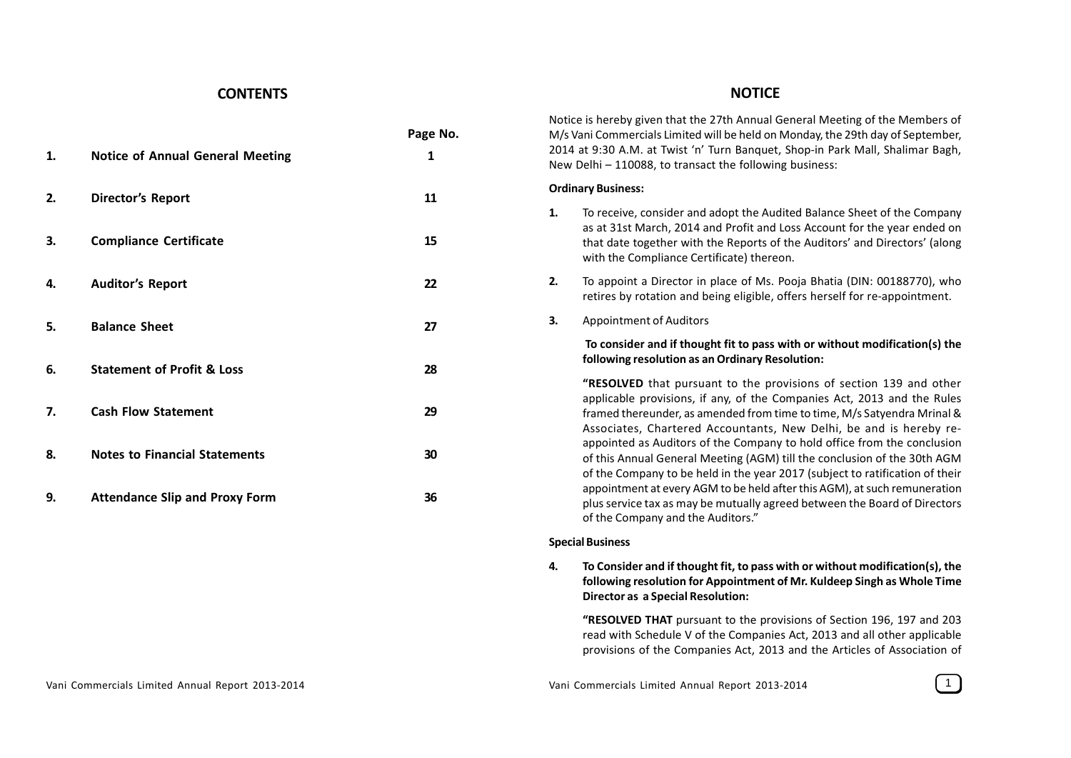## CONTENTS

| | | Page No. |
|---|---|---|
| 1. | **Notice of Annual General Meeting** | 1 |
| 2. | **Director's Report** | 11 |
| 3. | **Compliance Certificate** | 15 |
| 4. | **Auditor's Report** | 22 |
| 5. | **Balance Sheet** | 27 |
| 6. | **Statement of Profit & Loss** | 28 |
| 7. | **Cash Flow Statement** | 29 |
| 8. | **Notes to Financial Statements** | 30 |
| 9. | **Attendance Slip and Proxy Form** | 36 |

## NOTICE

Notice is hereby given that the 27th Annual General Meeting of the Members of M/s Vani Commercials Limited will be held on Monday, the 29th day of September, 2014 at 9:30 A.M. at Twist 'n' Turn Banquet, Shop-in Park Mall, Shalimar Bagh, New Delhi – 110088, to transact the following business:

**Ordinary Business:**

1. To receive, consider and adopt the Audited Balance Sheet of the Company as at 31st March, 2014 and Profit and Loss Account for the year ended on that date together with the Reports of the Auditors' and Directors' (along with the Compliance Certificate) thereon.

2. To appoint a Director in place of Ms. Pooja Bhatia (DIN: 00188770), who retires by rotation and being eligible, offers herself for re-appointment.

3. Appointment of Auditors

   **To consider and if thought fit to pass with or without modification(s) the following resolution as an Ordinary Resolution:**

   **"RESOLVED** that pursuant to the provisions of section 139 and other applicable provisions, if any, of the Companies Act, 2013 and the Rules framed thereunder, as amended from time to time, M/s Satyendra Mrinal & Associates, Chartered Accountants, New Delhi, be and is hereby re-appointed as Auditors of the Company to hold office from the conclusion of this Annual General Meeting (AGM) till the conclusion of the 30th AGM of the Company to be held in the year 2017 (subject to ratification of their appointment at every AGM to be held after this AGM), at such remuneration plus service tax as may be mutually agreed between the Board of Directors of the Company and the Auditors."

**Special Business**

4. **To Consider and if thought fit, to pass with or without modification(s), the following resolution for Appointment of Mr. Kuldeep Singh as Whole Time Director as a Special Resolution:**

   **"RESOLVED THAT** pursuant to the provisions of Section 196, 197 and 203 read with Schedule V of the Companies Act, 2013 and all other applicable provisions of the Companies Act, 2013 and the Articles of Association of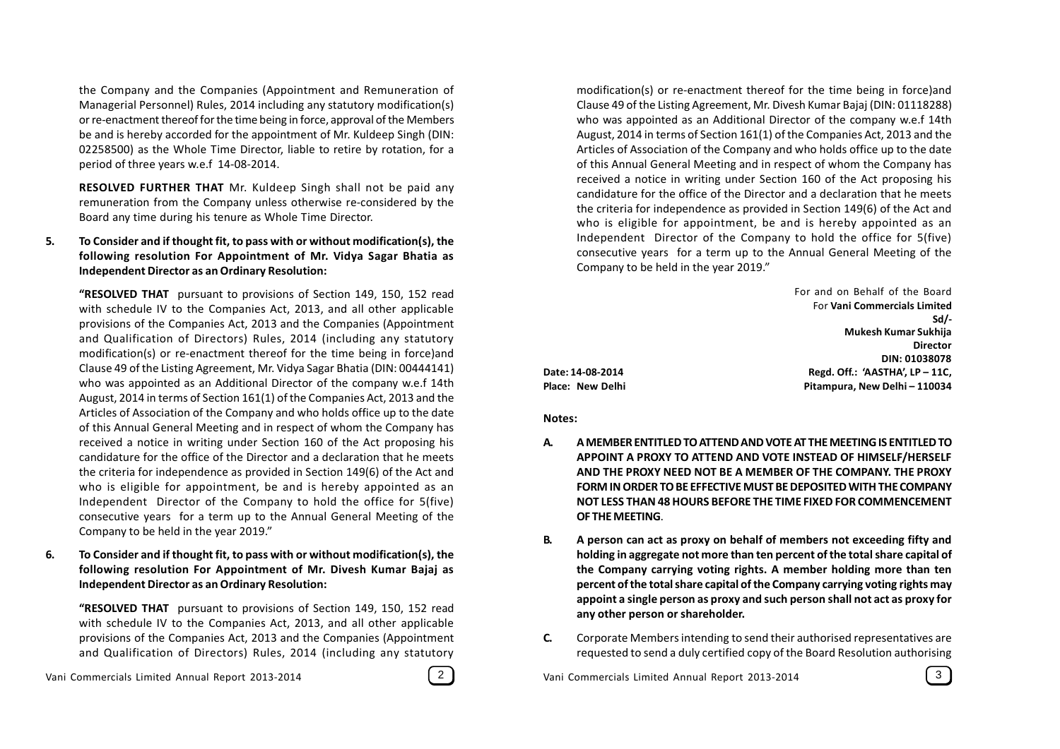the Company and the Companies (Appointment and Remuneration of Managerial Personnel) Rules, 2014 including any statutory modification(s) or re-enactment thereof for the time being in force, approval of the Members be and is hereby accorded for the appointment of Mr. Kuldeep Singh (DIN: 02258500) as the Whole Time Director, liable to retire by rotation, for a period of three years w.e.f 14-08-2014.

**RESOLVED FURTHER THAT** Mr. Kuldeep Singh shall not be paid any remuneration from the Company unless otherwise re-considered by the Board any time during his tenure as Whole Time Director.

**5. To Consider and if thought fit, to pass with or without modification(s), the following resolution For Appointment of Mr. Vidya Sagar Bhatia as Independent Director as an Ordinary Resolution:**

**"RESOLVED THAT** pursuant to provisions of Section 149, 150, 152 read with schedule IV to the Companies Act, 2013, and all other applicable provisions of the Companies Act, 2013 and the Companies (Appointment and Qualification of Directors) Rules, 2014 (including any statutory modification(s) or re-enactment thereof for the time being in force)and Clause 49 of the Listing Agreement, Mr. Vidya Sagar Bhatia (DIN: 00444141) who was appointed as an Additional Director of the company w.e.f 14th August, 2014 in terms of Section 161(1) of the Companies Act, 2013 and the Articles of Association of the Company and who holds office up to the date of this Annual General Meeting and in respect of whom the Company has received a notice in writing under Section 160 of the Act proposing his candidature for the office of the Director and a declaration that he meets the criteria for independence as provided in Section 149(6) of the Act and who is eligible for appointment, be and is hereby appointed as an Independent Director of the Company to hold the office for 5(five) consecutive years for a term up to the Annual General Meeting of the Company to be held in the year 2019."

**6. To Consider and if thought fit, to pass with or without modification(s), the following resolution For Appointment of Mr. Divesh Kumar Bajaj as Independent Director as an Ordinary Resolution:**

**"RESOLVED THAT** pursuant to provisions of Section 149, 150, 152 read with schedule IV to the Companies Act, 2013, and all other applicable provisions of the Companies Act, 2013 and the Companies (Appointment and Qualification of Directors) Rules, 2014 (including any statutory modification(s) or re-enactment thereof for the time being in force)and Clause 49 of the Listing Agreement, Mr. Divesh Kumar Bajaj (DIN: 01118288) who was appointed as an Additional Director of the company w.e.f 14th August, 2014 in terms of Section 161(1) of the Companies Act, 2013 and the Articles of Association of the Company and who holds office up to the date of this Annual General Meeting and in respect of whom the Company has received a notice in writing under Section 160 of the Act proposing his candidature for the office of the Director and a declaration that he meets the criteria for independence as provided in Section 149(6) of the Act and who is eligible for appointment, be and is hereby appointed as an Independent Director of the Company to hold the office for 5(five) consecutive years for a term up to the Annual General Meeting of the Company to be held in the year 2019."

For and on Behalf of the Board
For **Vani Commercials Limited**
**Sd/-**
**Mukesh Kumar Sukhija**
**Director**
**DIN: 01038078**

**Date: 14-08-2014**
**Place: New Delhi**

**Regd. Off.: 'AASTHA', LP – 11C,**
**Pitampura, New Delhi – 110034**

**Notes:**

**A. A MEMBER ENTITLED TO ATTEND AND VOTE AT THE MEETING IS ENTITLED TO APPOINT A PROXY TO ATTEND AND VOTE INSTEAD OF HIMSELF/HERSELF AND THE PROXY NEED NOT BE A MEMBER OF THE COMPANY. THE PROXY FORM IN ORDER TO BE EFFECTIVE MUST BE DEPOSITED WITH THE COMPANY NOT LESS THAN 48 HOURS BEFORE THE TIME FIXED FOR COMMENCEMENT OF THE MEETING**.

**B. A person can act as proxy on behalf of members not exceeding fifty and holding in aggregate not more than ten percent of the total share capital of the Company carrying voting rights. A member holding more than ten percent of the total share capital of the Company carrying voting rights may appoint a single person as proxy and such person shall not act as proxy for any other person or shareholder.**

**C.** Corporate Members intending to send their authorised representatives are requested to send a duly certified copy of the Board Resolution authorising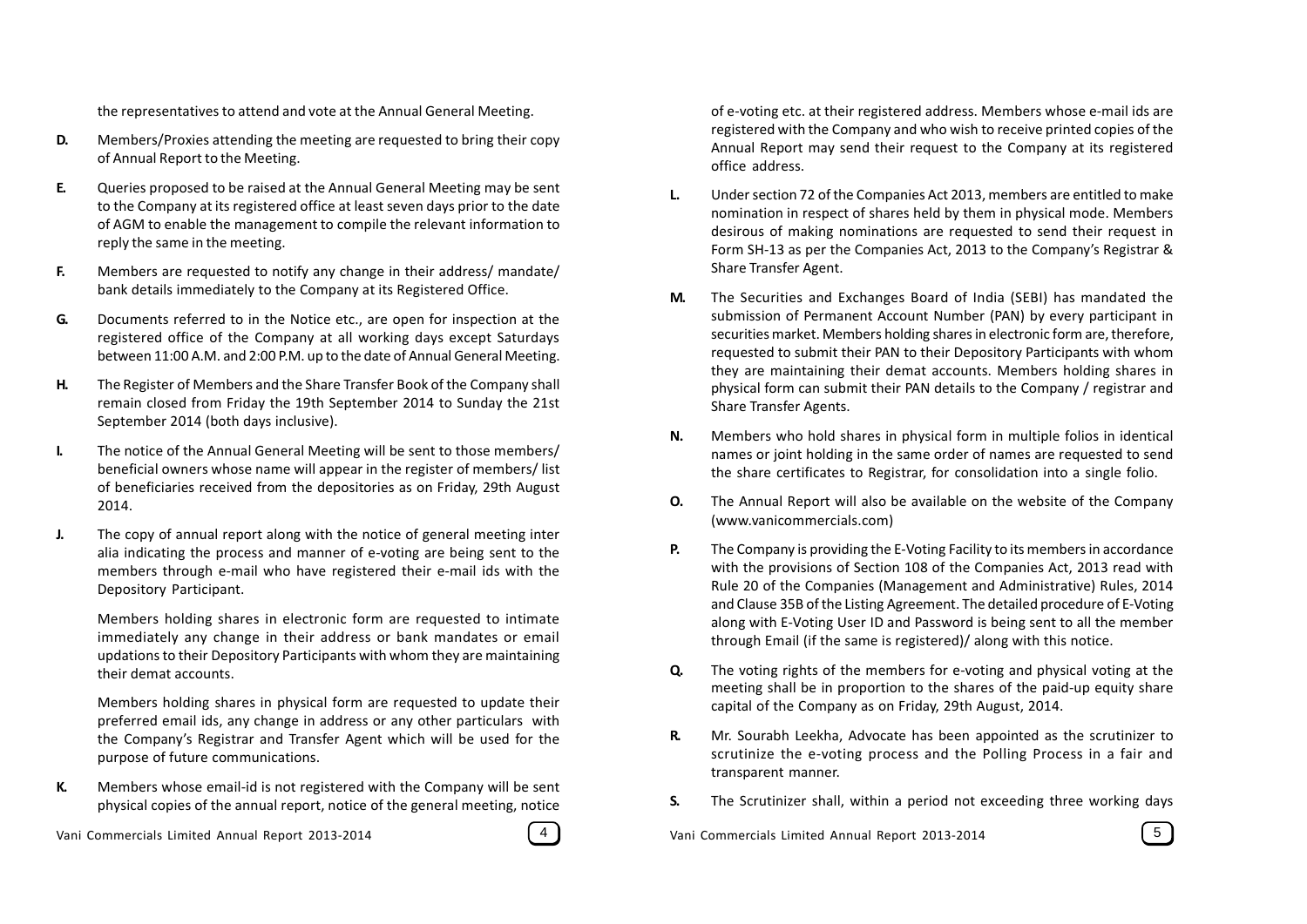the representatives to attend and vote at the Annual General Meeting.

**D.** Members/Proxies attending the meeting are requested to bring their copy of Annual Report to the Meeting.

**E.** Queries proposed to be raised at the Annual General Meeting may be sent to the Company at its registered office at least seven days prior to the date of AGM to enable the management to compile the relevant information to reply the same in the meeting.

**F.** Members are requested to notify any change in their address/ mandate/ bank details immediately to the Company at its Registered Office.

**G.** Documents referred to in the Notice etc., are open for inspection at the registered office of the Company at all working days except Saturdays between 11:00 A.M. and 2:00 P.M. up to the date of Annual General Meeting.

**H.** The Register of Members and the Share Transfer Book of the Company shall remain closed from Friday the 19th September 2014 to Sunday the 21st September 2014 (both days inclusive).

**I.** The notice of the Annual General Meeting will be sent to those members/ beneficial owners whose name will appear in the register of members/ list of beneficiaries received from the depositories as on Friday, 29th August 2014.

**J.** The copy of annual report along with the notice of general meeting inter alia indicating the process and manner of e-voting are being sent to the members through e-mail who have registered their e-mail ids with the Depository Participant.

Members holding shares in electronic form are requested to intimate immediately any change in their address or bank mandates or email updations to their Depository Participants with whom they are maintaining their demat accounts.

Members holding shares in physical form are requested to update their preferred email ids, any change in address or any other particulars with the Company's Registrar and Transfer Agent which will be used for the purpose of future communications.

**K.** Members whose email-id is not registered with the Company will be sent physical copies of the annual report, notice of the general meeting, notice of e-voting etc. at their registered address. Members whose e-mail ids are registered with the Company and who wish to receive printed copies of the Annual Report may send their request to the Company at its registered office address.

**L.** Under section 72 of the Companies Act 2013, members are entitled to make nomination in respect of shares held by them in physical mode. Members desirous of making nominations are requested to send their request in Form SH-13 as per the Companies Act, 2013 to the Company's Registrar & Share Transfer Agent.

**M.** The Securities and Exchanges Board of India (SEBI) has mandated the submission of Permanent Account Number (PAN) by every participant in securities market. Members holding shares in electronic form are, therefore, requested to submit their PAN to their Depository Participants with whom they are maintaining their demat accounts. Members holding shares in physical form can submit their PAN details to the Company / registrar and Share Transfer Agents.

**N.** Members who hold shares in physical form in multiple folios in identical names or joint holding in the same order of names are requested to send the share certificates to Registrar, for consolidation into a single folio.

**O.** The Annual Report will also be available on the website of the Company (www.vanicommercials.com)

**P.** The Company is providing the E-Voting Facility to its members in accordance with the provisions of Section 108 of the Companies Act, 2013 read with Rule 20 of the Companies (Management and Administrative) Rules, 2014 and Clause 35B of the Listing Agreement. The detailed procedure of E-Voting along with E-Voting User ID and Password is being sent to all the member through Email (if the same is registered)/ along with this notice.

**Q.** The voting rights of the members for e-voting and physical voting at the meeting shall be in proportion to the shares of the paid-up equity share capital of the Company as on Friday, 29th August, 2014.

**R.** Mr. Sourabh Leekha, Advocate has been appointed as the scrutinizer to scrutinize the e-voting process and the Polling Process in a fair and transparent manner.

**S.** The Scrutinizer shall, within a period not exceeding three working days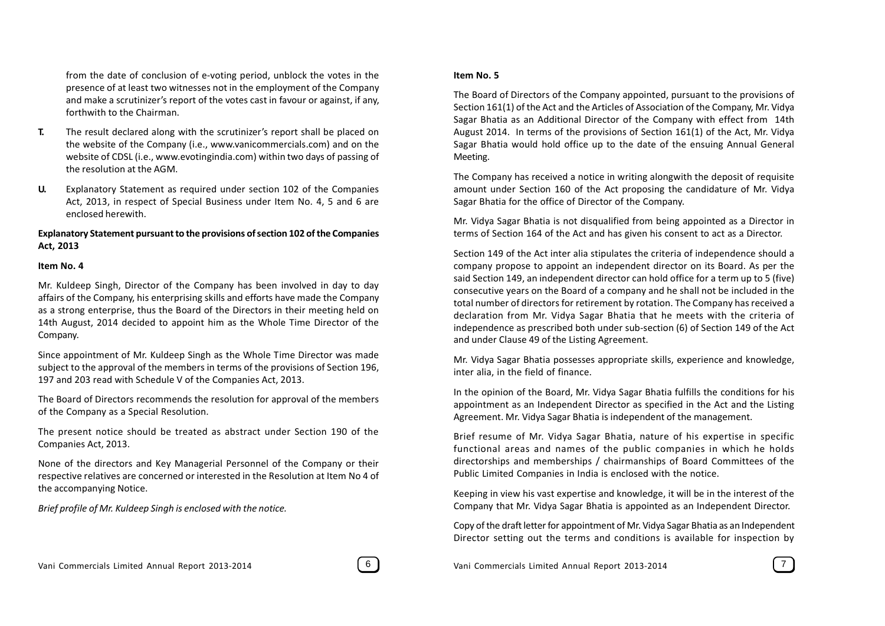from the date of conclusion of e-voting period, unblock the votes in the presence of at least two witnesses not in the employment of the Company and make a scrutinizer's report of the votes cast in favour or against, if any, forthwith to the Chairman.

**T.** The result declared along with the scrutinizer's report shall be placed on the website of the Company (i.e., www.vanicommercials.com) and on the website of CDSL (i.e., www.evotingindia.com) within two days of passing of the resolution at the AGM.

**U.** Explanatory Statement as required under section 102 of the Companies Act, 2013, in respect of Special Business under Item No. 4, 5 and 6 are enclosed herewith.

**Explanatory Statement pursuant to the provisions of section 102 of the Companies Act, 2013**

**Item No. 4**

Mr. Kuldeep Singh, Director of the Company has been involved in day to day affairs of the Company, his enterprising skills and efforts have made the Company as a strong enterprise, thus the Board of the Directors in their meeting held on 14th August, 2014 decided to appoint him as the Whole Time Director of the Company.

Since appointment of Mr. Kuldeep Singh as the Whole Time Director was made subject to the approval of the members in terms of the provisions of Section 196, 197 and 203 read with Schedule V of the Companies Act, 2013.

The Board of Directors recommends the resolution for approval of the members of the Company as a Special Resolution.

The present notice should be treated as abstract under Section 190 of the Companies Act, 2013.

None of the directors and Key Managerial Personnel of the Company or their respective relatives are concerned or interested in the Resolution at Item No 4 of the accompanying Notice.

*Brief profile of Mr. Kuldeep Singh is enclosed with the notice.*

**Item No. 5**

The Board of Directors of the Company appointed, pursuant to the provisions of Section 161(1) of the Act and the Articles of Association of the Company, Mr. Vidya Sagar Bhatia as an Additional Director of the Company with effect from 14th August 2014. In terms of the provisions of Section 161(1) of the Act, Mr. Vidya Sagar Bhatia would hold office up to the date of the ensuing Annual General Meeting.

The Company has received a notice in writing alongwith the deposit of requisite amount under Section 160 of the Act proposing the candidature of Mr. Vidya Sagar Bhatia for the office of Director of the Company.

Mr. Vidya Sagar Bhatia is not disqualified from being appointed as a Director in terms of Section 164 of the Act and has given his consent to act as a Director.

Section 149 of the Act inter alia stipulates the criteria of independence should a company propose to appoint an independent director on its Board. As per the said Section 149, an independent director can hold office for a term up to 5 (five) consecutive years on the Board of a company and he shall not be included in the total number of directors for retirement by rotation. The Company has received a declaration from Mr. Vidya Sagar Bhatia that he meets with the criteria of independence as prescribed both under sub-section (6) of Section 149 of the Act and under Clause 49 of the Listing Agreement.

Mr. Vidya Sagar Bhatia possesses appropriate skills, experience and knowledge, inter alia, in the field of finance.

In the opinion of the Board, Mr. Vidya Sagar Bhatia fulfills the conditions for his appointment as an Independent Director as specified in the Act and the Listing Agreement. Mr. Vidya Sagar Bhatia is independent of the management.

Brief resume of Mr. Vidya Sagar Bhatia, nature of his expertise in specific functional areas and names of the public companies in which he holds directorships and memberships / chairmanships of Board Committees of the Public Limited Companies in India is enclosed with the notice.

Keeping in view his vast expertise and knowledge, it will be in the interest of the Company that Mr. Vidya Sagar Bhatia is appointed as an Independent Director.

Copy of the draft letter for appointment of Mr. Vidya Sagar Bhatia as an Independent Director setting out the terms and conditions is available for inspection by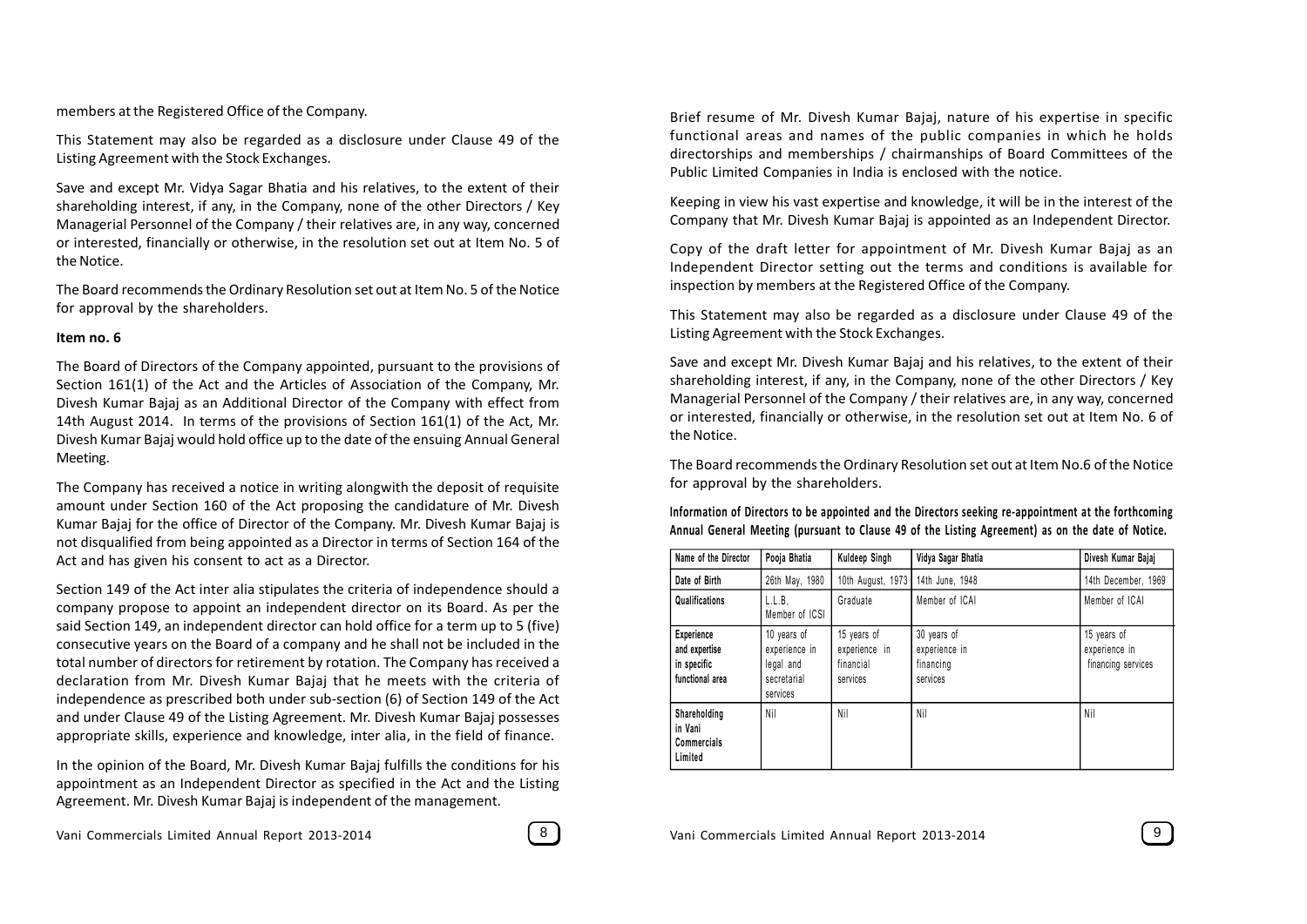members at the Registered Office of the Company.

This Statement may also be regarded as a disclosure under Clause 49 of the Listing Agreement with the Stock Exchanges.

Save and except Mr. Vidya Sagar Bhatia and his relatives, to the extent of their shareholding interest, if any, in the Company, none of the other Directors / Key Managerial Personnel of the Company / their relatives are, in any way, concerned or interested, financially or otherwise, in the resolution set out at Item No. 5 of the Notice.

The Board recommends the Ordinary Resolution set out at Item No. 5 of the Notice for approval by the shareholders.

**Item no. 6**

The Board of Directors of the Company appointed, pursuant to the provisions of Section 161(1) of the Act and the Articles of Association of the Company, Mr. Divesh Kumar Bajaj as an Additional Director of the Company with effect from 14th August 2014. In terms of the provisions of Section 161(1) of the Act, Mr. Divesh Kumar Bajaj would hold office up to the date of the ensuing Annual General Meeting.

The Company has received a notice in writing alongwith the deposit of requisite amount under Section 160 of the Act proposing the candidature of Mr. Divesh Kumar Bajaj for the office of Director of the Company. Mr. Divesh Kumar Bajaj is not disqualified from being appointed as a Director in terms of Section 164 of the Act and has given his consent to act as a Director.

Section 149 of the Act inter alia stipulates the criteria of independence should a company propose to appoint an independent director on its Board. As per the said Section 149, an independent director can hold office for a term up to 5 (five) consecutive years on the Board of a company and he shall not be included in the total number of directors for retirement by rotation. The Company has received a declaration from Mr. Divesh Kumar Bajaj that he meets with the criteria of independence as prescribed both under sub-section (6) of Section 149 of the Act and under Clause 49 of the Listing Agreement. Mr. Divesh Kumar Bajaj possesses appropriate skills, experience and knowledge, inter alia, in the field of finance.

In the opinion of the Board, Mr. Divesh Kumar Bajaj fulfills the conditions for his appointment as an Independent Director as specified in the Act and the Listing Agreement. Mr. Divesh Kumar Bajaj is independent of the management.

Brief resume of Mr. Divesh Kumar Bajaj, nature of his expertise in specific functional areas and names of the public companies in which he holds directorships and memberships / chairmanships of Board Committees of the Public Limited Companies in India is enclosed with the notice.

Keeping in view his vast expertise and knowledge, it will be in the interest of the Company that Mr. Divesh Kumar Bajaj is appointed as an Independent Director.

Copy of the draft letter for appointment of Mr. Divesh Kumar Bajaj as an Independent Director setting out the terms and conditions is available for inspection by members at the Registered Office of the Company.

This Statement may also be regarded as a disclosure under Clause 49 of the Listing Agreement with the Stock Exchanges.

Save and except Mr. Divesh Kumar Bajaj and his relatives, to the extent of their shareholding interest, if any, in the Company, none of the other Directors / Key Managerial Personnel of the Company / their relatives are, in any way, concerned or interested, financially or otherwise, in the resolution set out at Item No. 6 of the Notice.

The Board recommends the Ordinary Resolution set out at Item No.6 of the Notice for approval by the shareholders.

**Information of Directors to be appointed and the Directors seeking re-appointment at the forthcoming Annual General Meeting (pursuant to Clause 49 of the Listing Agreement) as on the date of Notice.**

| Name of the Director | Pooja Bhatia | Kuldeep Singh | Vidya Sagar Bhatia | Divesh Kumar Bajaj |
|---|---|---|---|---|
| Date of Birth | 26th May, 1980 | 10th August, 1973 | 14th June, 1948 | 14th December, 1969 |
| Qualifications | L.L.B, Member of ICSI | Graduate | Member of ICAI | Member of ICAI |
| Experience and expertise in specific functional area | 10 years of experience in legal and secretarial services | 15 years of experience in financial services | 30 years of experience in financing services | 15 years of experience in financing services |
| Shareholding in Vani Commercials Limited | Nil | Nil | Nil | Nil |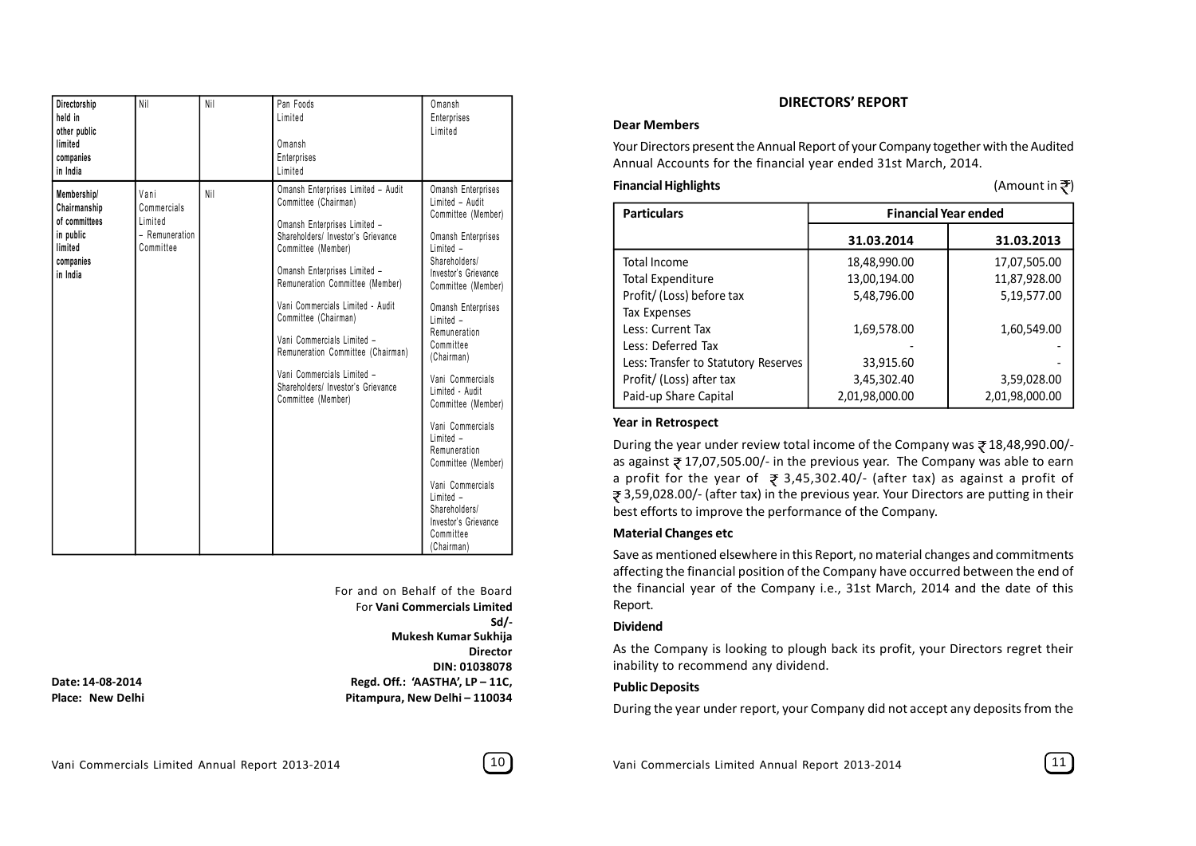| Directorship held in other public limited companies in India | Nil | Nil | Pan Foods Limited<br><br>Omansh Enterprises Limited | Omansh Enterprises Limited |
|---|---|---|---|---|
| Membership/ Chairmanship of committees in public limited companies in India | Vani Commercials Limited – Remuneration Committee | Nil | Omansh Enterprises Limited – Audit Committee (Chairman)<br><br>Omansh Enterprises Limited – Shareholders/ Investor's Grievance Committee (Member)<br><br>Omansh Enterprises Limited – Remuneration Committee (Member)<br><br>Vani Commercials Limited - Audit Committee (Chairman)<br><br>Vani Commercials Limited – Remuneration Committee (Chairman)<br><br>Vani Commercials Limited – Shareholders/ Investor's Grievance Committee (Member) | Omansh Enterprises Limited – Audit Committee (Member)<br><br>Omansh Enterprises Limited – Shareholders/ Investor's Grievance Committee (Member)<br><br>Omansh Enterprises Limited – Remuneration Committee (Chairman)<br><br>Vani Commercials Limited - Audit Committee (Member)<br><br>Vani Commercials Limited – Remuneration Committee (Member)<br><br>Vani Commercials Limited – Shareholders/ Investor's Grievance Committee (Chairman) |

For and on Behalf of the Board
For **Vani Commercials Limited**
**Sd/-**
**Mukesh Kumar Sukhija**
**Director**
**DIN: 01038078**

**Date: 14-08-2014**
**Place: New Delhi**

**Regd. Off.: 'AASTHA', LP – 11C,**
**Pitampura, New Delhi – 110034**

## DIRECTORS' REPORT

**Dear Members**

Your Directors present the Annual Report of your Company together with the Audited Annual Accounts for the financial year ended 31st March, 2014.

**Financial Highlights** (Amount in ₹)

| Particulars | Financial Year ended | |
|---|---|---|
| | 31.03.2014 | 31.03.2013 |
| Total Income | 18,48,990.00 | 17,07,505.00 |
| Total Expenditure | 13,00,194.00 | 11,87,928.00 |
| Profit/ (Loss) before tax | 5,48,796.00 | 5,19,577.00 |
| Tax Expenses | | |
| Less: Current Tax | 1,69,578.00 | 1,60,549.00 |
| Less: Deferred Tax | - | - |
| Less: Transfer to Statutory Reserves | 33,915.60 | - |
| Profit/ (Loss) after tax | 3,45,302.40 | 3,59,028.00 |
| Paid-up Share Capital | 2,01,98,000.00 | 2,01,98,000.00 |

**Year in Retrospect**

During the year under review total income of the Company was ₹ 18,48,990.00/- as against ₹ 17,07,505.00/- in the previous year. The Company was able to earn a profit for the year of ₹ 3,45,302.40/- (after tax) as against a profit of ₹ 3,59,028.00/- (after tax) in the previous year. Your Directors are putting in their best efforts to improve the performance of the Company.

**Material Changes etc**

Save as mentioned elsewhere in this Report, no material changes and commitments affecting the financial position of the Company have occurred between the end of the financial year of the Company i.e., 31st March, 2014 and the date of this Report.

**Dividend**

As the Company is looking to plough back its profit, your Directors regret their inability to recommend any dividend.

**Public Deposits**

During the year under report, your Company did not accept any deposits from the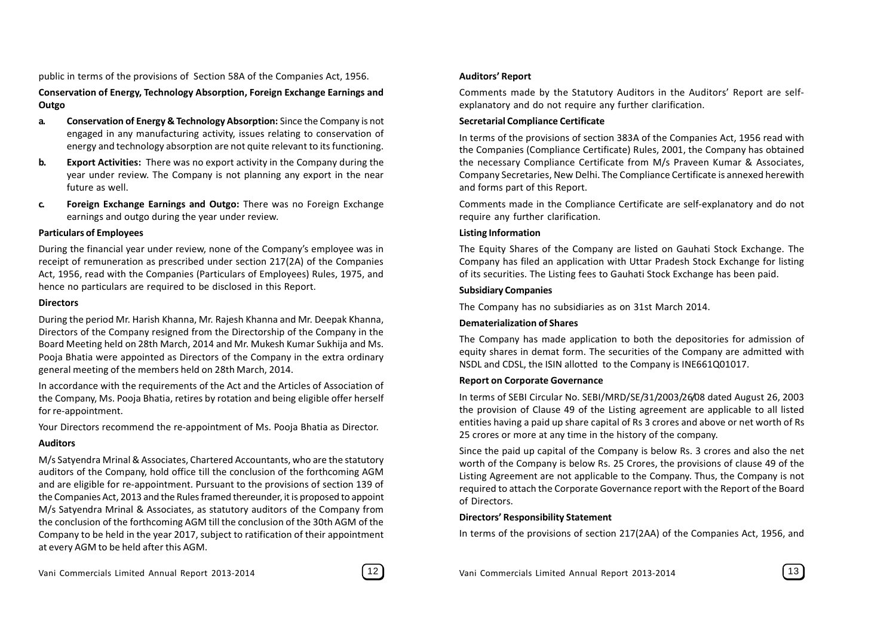public in terms of the provisions of Section 58A of the Companies Act, 1956.

**Conservation of Energy, Technology Absorption, Foreign Exchange Earnings and Outgo**

- **a. Conservation of Energy & Technology Absorption:** Since the Company is not engaged in any manufacturing activity, issues relating to conservation of energy and technology absorption are not quite relevant to its functioning.
- **b. Export Activities:** There was no export activity in the Company during the year under review. The Company is not planning any export in the near future as well.
- **c. Foreign Exchange Earnings and Outgo:** There was no Foreign Exchange earnings and outgo during the year under review.

**Particulars of Employees**

During the financial year under review, none of the Company's employee was in receipt of remuneration as prescribed under section 217(2A) of the Companies Act, 1956, read with the Companies (Particulars of Employees) Rules, 1975, and hence no particulars are required to be disclosed in this Report.

**Directors**

During the period Mr. Harish Khanna, Mr. Rajesh Khanna and Mr. Deepak Khanna, Directors of the Company resigned from the Directorship of the Company in the Board Meeting held on 28th March, 2014 and Mr. Mukesh Kumar Sukhija and Ms. Pooja Bhatia were appointed as Directors of the Company in the extra ordinary general meeting of the members held on 28th March, 2014.

In accordance with the requirements of the Act and the Articles of Association of the Company, Ms. Pooja Bhatia, retires by rotation and being eligible offer herself for re-appointment.

Your Directors recommend the re-appointment of Ms. Pooja Bhatia as Director.

**Auditors**

M/s Satyendra Mrinal & Associates, Chartered Accountants, who are the statutory auditors of the Company, hold office till the conclusion of the forthcoming AGM and are eligible for re-appointment. Pursuant to the provisions of section 139 of the Companies Act, 2013 and the Rules framed thereunder, it is proposed to appoint M/s Satyendra Mrinal & Associates, as statutory auditors of the Company from the conclusion of the forthcoming AGM till the conclusion of the 30th AGM of the Company to be held in the year 2017, subject to ratification of their appointment at every AGM to be held after this AGM.

**Auditors' Report**

Comments made by the Statutory Auditors in the Auditors' Report are self-explanatory and do not require any further clarification.

**Secretarial Compliance Certificate**

In terms of the provisions of section 383A of the Companies Act, 1956 read with the Companies (Compliance Certificate) Rules, 2001, the Company has obtained the necessary Compliance Certificate from M/s Praveen Kumar & Associates, Company Secretaries, New Delhi. The Compliance Certificate is annexed herewith and forms part of this Report.

Comments made in the Compliance Certificate are self-explanatory and do not require any further clarification.

**Listing Information**

The Equity Shares of the Company are listed on Gauhati Stock Exchange. The Company has filed an application with Uttar Pradesh Stock Exchange for listing of its securities. The Listing fees to Gauhati Stock Exchange has been paid.

**Subsidiary Companies**

The Company has no subsidiaries as on 31st March 2014.

**Dematerialization of Shares**

The Company has made application to both the depositories for admission of equity shares in demat form. The securities of the Company are admitted with NSDL and CDSL, the ISIN allotted to the Company is INE661Q01017.

**Report on Corporate Governance**

In terms of SEBI Circular No. SEBI/MRD/SE/31/2003/26/08 dated August 26, 2003 the provision of Clause 49 of the Listing agreement are applicable to all listed entities having a paid up share capital of Rs 3 crores and above or net worth of Rs 25 crores or more at any time in the history of the company.

Since the paid up capital of the Company is below Rs. 3 crores and also the net worth of the Company is below Rs. 25 Crores, the provisions of clause 49 of the Listing Agreement are not applicable to the Company. Thus, the Company is not required to attach the Corporate Governance report with the Report of the Board of Directors.

**Directors' Responsibility Statement**

In terms of the provisions of section 217(2AA) of the Companies Act, 1956, and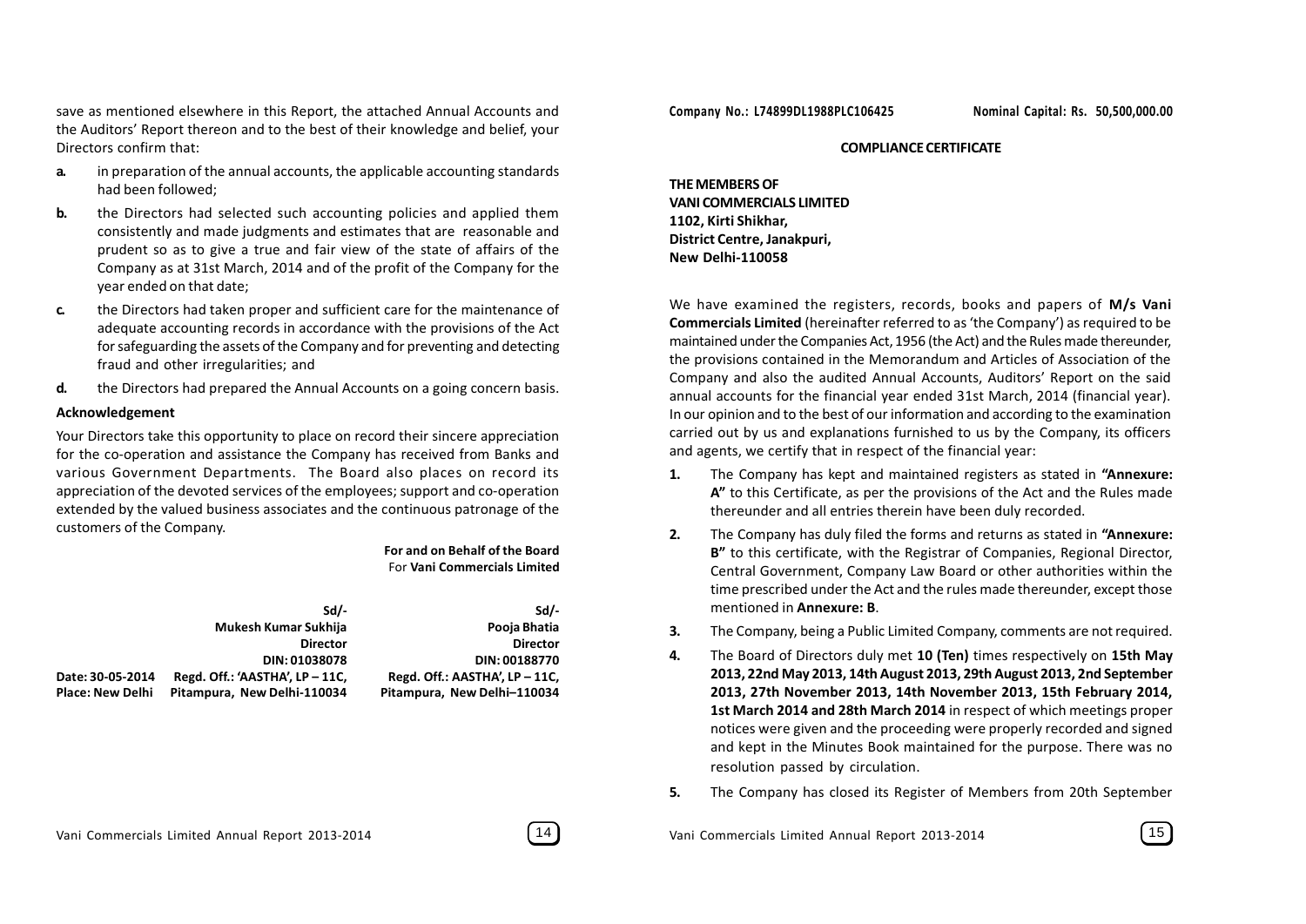save as mentioned elsewhere in this Report, the attached Annual Accounts and the Auditors' Report thereon and to the best of their knowledge and belief, your Directors confirm that:

**a.** in preparation of the annual accounts, the applicable accounting standards had been followed;

**b.** the Directors had selected such accounting policies and applied them consistently and made judgments and estimates that are reasonable and prudent so as to give a true and fair view of the state of affairs of the Company as at 31st March, 2014 and of the profit of the Company for the year ended on that date;

**c.** the Directors had taken proper and sufficient care for the maintenance of adequate accounting records in accordance with the provisions of the Act for safeguarding the assets of the Company and for preventing and detecting fraud and other irregularities; and

**d.** the Directors had prepared the Annual Accounts on a going concern basis.

**Acknowledgement**

Your Directors take this opportunity to place on record their sincere appreciation for the co-operation and assistance the Company has received from Banks and various Government Departments. The Board also places on record its appreciation of the devoted services of the employees; support and co-operation extended by the valued business associates and the continuous patronage of the customers of the Company.

**For and on Behalf of the Board**
For **Vani Commercials Limited**

| | | |
|---|---|---|
| | **Sd/-** | **Sd/-** |
| | **Mukesh Kumar Sukhija** | **Pooja Bhatia** |
| | **Director** | **Director** |
| | **DIN: 01038078** | **DIN: 00188770** |
| **Date: 30-05-2014** | **Regd. Off.: 'AASTHA', LP – 11C,** | **Regd. Off.: AASTHA', LP – 11C,** |
| **Place: New Delhi** | **Pitampura, New Delhi-110034** | **Pitampura, New Delhi–110034** |

**Company No.: L74899DL1988PLC106425** **Nominal Capital: Rs. 50,500,000.00**

## COMPLIANCE CERTIFICATE

**THE MEMBERS OF**
**VANI COMMERCIALS LIMITED**
**1102, Kirti Shikhar,**
**District Centre, Janakpuri,**
**New Delhi-110058**

We have examined the registers, records, books and papers of **M/s Vani Commercials Limited** (hereinafter referred to as 'the Company') as required to be maintained under the Companies Act, 1956 (the Act) and the Rules made thereunder, the provisions contained in the Memorandum and Articles of Association of the Company and also the audited Annual Accounts, Auditors' Report on the said annual accounts for the financial year ended 31st March, 2014 (financial year). In our opinion and to the best of our information and according to the examination carried out by us and explanations furnished to us by the Company, its officers and agents, we certify that in respect of the financial year:

**1.** The Company has kept and maintained registers as stated in **"Annexure: A"** to this Certificate, as per the provisions of the Act and the Rules made thereunder and all entries therein have been duly recorded.

**2.** The Company has duly filed the forms and returns as stated in **"Annexure: B"** to this certificate, with the Registrar of Companies, Regional Director, Central Government, Company Law Board or other authorities within the time prescribed under the Act and the rules made thereunder, except those mentioned in **Annexure: B**.

**3.** The Company, being a Public Limited Company, comments are not required.

**4.** The Board of Directors duly met **10 (Ten)** times respectively on **15th May 2013, 22nd May 2013, 14th August 2013, 29th August 2013, 2nd September 2013, 27th November 2013, 14th November 2013, 15th February 2014, 1st March 2014 and 28th March 2014** in respect of which meetings proper notices were given and the proceeding were properly recorded and signed and kept in the Minutes Book maintained for the purpose. There was no resolution passed by circulation.

**5.** The Company has closed its Register of Members from 20th September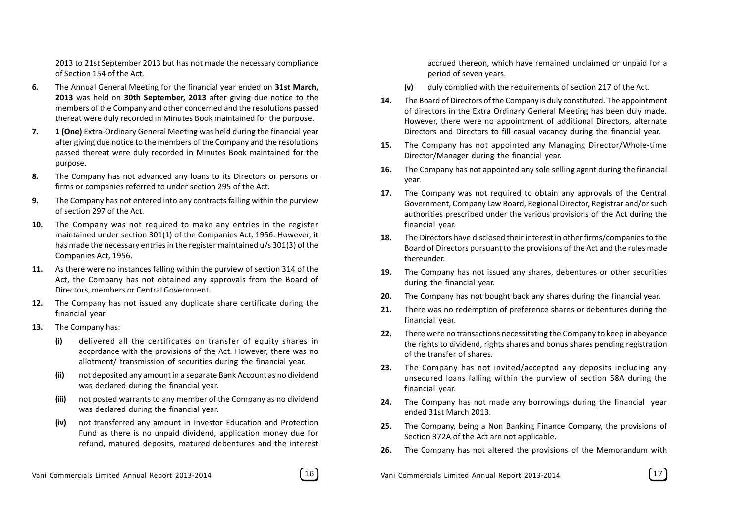2013 to 21st September 2013 but has not made the necessary compliance of Section 154 of the Act.

6. The Annual General Meeting for the financial year ended on **31st March, 2013** was held on **30th September, 2013** after giving due notice to the members of the Company and other concerned and the resolutions passed thereat were duly recorded in Minutes Book maintained for the purpose.

7. **1 (One)** Extra-Ordinary General Meeting was held during the financial year after giving due notice to the members of the Company and the resolutions passed thereat were duly recorded in Minutes Book maintained for the purpose.

8. The Company has not advanced any loans to its Directors or persons or firms or companies referred to under section 295 of the Act.

9. The Company has not entered into any contracts falling within the purview of section 297 of the Act.

10. The Company was not required to make any entries in the register maintained under section 301(1) of the Companies Act, 1956. However, it has made the necessary entries in the register maintained u/s 301(3) of the Companies Act, 1956.

11. As there were no instances falling within the purview of section 314 of the Act, the Company has not obtained any approvals from the Board of Directors, members or Central Government.

12. The Company has not issued any duplicate share certificate during the financial year.

13. The Company has:

    **(i)** delivered all the certificates on transfer of equity shares in accordance with the provisions of the Act. However, there was no allotment/ transmission of securities during the financial year.

    **(ii)** not deposited any amount in a separate Bank Account as no dividend was declared during the financial year.

    **(iii)** not posted warrants to any member of the Company as no dividend was declared during the financial year.

    **(iv)** not transferred any amount in Investor Education and Protection Fund as there is no unpaid dividend, application money due for refund, matured deposits, matured debentures and the interest accrued thereon, which have remained unclaimed or unpaid for a period of seven years.

    **(v)** duly complied with the requirements of section 217 of the Act.

14. The Board of Directors of the Company is duly constituted. The appointment of directors in the Extra Ordinary General Meeting has been duly made. However, there were no appointment of additional Directors, alternate Directors and Directors to fill casual vacancy during the financial year.

15. The Company has not appointed any Managing Director/Whole-time Director/Manager during the financial year.

16. The Company has not appointed any sole selling agent during the financial year.

17. The Company was not required to obtain any approvals of the Central Government, Company Law Board, Regional Director, Registrar and/or such authorities prescribed under the various provisions of the Act during the financial year.

18. The Directors have disclosed their interest in other firms/companies to the Board of Directors pursuant to the provisions of the Act and the rules made thereunder.

19. The Company has not issued any shares, debentures or other securities during the financial year.

20. The Company has not bought back any shares during the financial year.

21. There was no redemption of preference shares or debentures during the financial year.

22. There were no transactions necessitating the Company to keep in abeyance the rights to dividend, rights shares and bonus shares pending registration of the transfer of shares.

23. The Company has not invited/accepted any deposits including any unsecured loans falling within the purview of section 58A during the financial year.

24. The Company has not made any borrowings during the financial year ended 31st March 2013.

25. The Company, being a Non Banking Finance Company, the provisions of Section 372A of the Act are not applicable.

26. The Company has not altered the provisions of the Memorandum with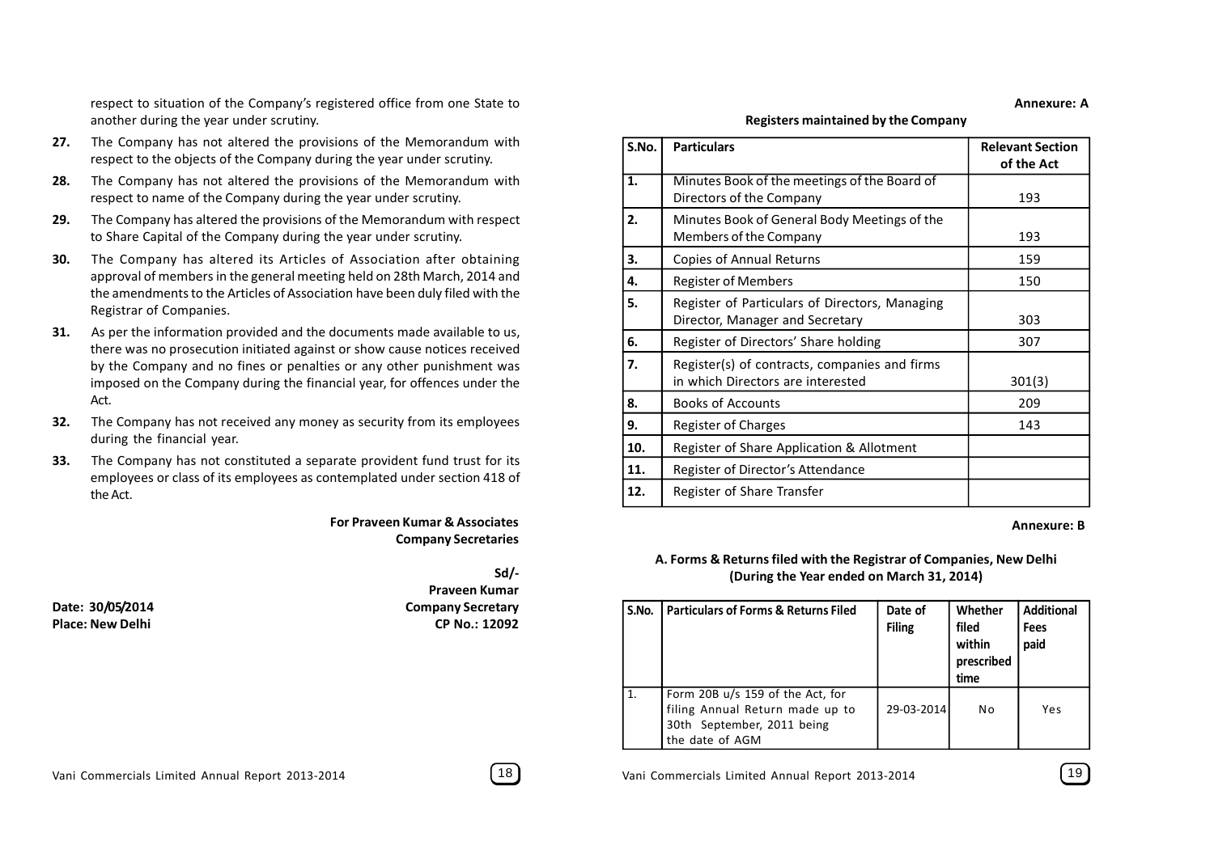respect to situation of the Company's registered office from one State to another during the year under scrutiny.

**27.** The Company has not altered the provisions of the Memorandum with respect to the objects of the Company during the year under scrutiny.

**28.** The Company has not altered the provisions of the Memorandum with respect to name of the Company during the year under scrutiny.

**29.** The Company has altered the provisions of the Memorandum with respect to Share Capital of the Company during the year under scrutiny.

**30.** The Company has altered its Articles of Association after obtaining approval of members in the general meeting held on 28th March, 2014 and the amendments to the Articles of Association have been duly filed with the Registrar of Companies.

**31.** As per the information provided and the documents made available to us, there was no prosecution initiated against or show cause notices received by the Company and no fines or penalties or any other punishment was imposed on the Company during the financial year, for offences under the Act.

**32.** The Company has not received any money as security from its employees during the financial year.

**33.** The Company has not constituted a separate provident fund trust for its employees or class of its employees as contemplated under section 418 of the Act.

**For Praveen Kumar & Associates**
**Company Secretaries**

**Sd/-**
**Praveen Kumar**
**Company Secretary**
**CP No.: 12092**

**Date: 30/05/2014**
**Place: New Delhi**

**Annexure: A**

**Registers maintained by the Company**

| S.No. | Particulars | Relevant Section of the Act |
|---|---|---|
| 1. | Minutes Book of the meetings of the Board of Directors of the Company | 193 |
| 2. | Minutes Book of General Body Meetings of the Members of the Company | 193 |
| 3. | Copies of Annual Returns | 159 |
| 4. | Register of Members | 150 |
| 5. | Register of Particulars of Directors, Managing Director, Manager and Secretary | 303 |
| 6. | Register of Directors' Share holding | 307 |
| 7. | Register(s) of contracts, companies and firms in which Directors are interested | 301(3) |
| 8. | Books of Accounts | 209 |
| 9. | Register of Charges | 143 |
| 10. | Register of Share Application & Allotment | |
| 11. | Register of Director's Attendance | |
| 12. | Register of Share Transfer | |

**Annexure: B**

**A. Forms & Returns filed with the Registrar of Companies, New Delhi (During the Year ended on March 31, 2014)**

| S.No. | Particulars of Forms & Returns Filed | Date of Filing | Whether filed within prescribed time | Additional Fees paid |
|---|---|---|---|---|
| 1. | Form 20B u/s 159 of the Act, for filing Annual Return made up to 30th September, 2011 being the date of AGM | 29-03-2014 | No | Yes |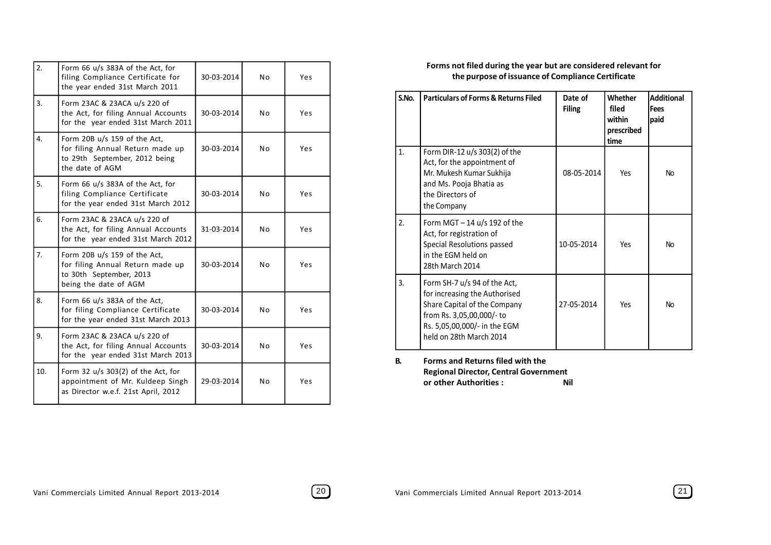| 2. | Form 66 u/s 383A of the Act, for filing Compliance Certificate for the year ended 31st March 2011 | 30-03-2014 | No | Yes |
|---|---|---|---|---|
| 3. | Form 23AC & 23ACA u/s 220 of the Act, for filing Annual Accounts for the year ended 31st March 2011 | 30-03-2014 | No | Yes |
| 4. | Form 20B u/s 159 of the Act, for filing Annual Return made up to 29th September, 2012 being the date of AGM | 30-03-2014 | No | Yes |
| 5. | Form 66 u/s 383A of the Act, for filing Compliance Certificate for the year ended 31st March 2012 | 30-03-2014 | No | Yes |
| 6. | Form 23AC & 23ACA u/s 220 of the Act, for filing Annual Accounts for the year ended 31st March 2012 | 31-03-2014 | No | Yes |
| 7. | Form 20B u/s 159 of the Act, for filing Annual Return made up to 30th September, 2013 being the date of AGM | 30-03-2014 | No | Yes |
| 8. | Form 66 u/s 383A of the Act, for filing Compliance Certificate for the year ended 31st March 2013 | 30-03-2014 | No | Yes |
| 9. | Form 23AC & 23ACA u/s 220 of the Act, for filing Annual Accounts for the year ended 31st March 2013 | 30-03-2014 | No | Yes |
| 10. | Form 32 u/s 303(2) of the Act, for appointment of Mr. Kuldeep Singh as Director w.e.f. 21st April, 2012 | 29-03-2014 | No | Yes |

**Forms not filed during the year but are considered relevant for the purpose of issuance of Compliance Certificate**

| S.No. | Particulars of Forms & Returns Filed | Date of Filing | Whether filed within prescribed time | Additional Fees paid |
|---|---|---|---|---|
| 1. | Form DIR-12 u/s 303(2) of the Act, for the appointment of Mr. Mukesh Kumar Sukhija and Ms. Pooja Bhatia as the Directors of the Company | 08-05-2014 | Yes | No |
| 2. | Form MGT – 14 u/s 192 of the Act, for registration of Special Resolutions passed in the EGM held on 28th March 2014 | 10-05-2014 | Yes | No |
| 3. | Form SH-7 u/s 94 of the Act, for increasing the Authorised Share Capital of the Company from Rs. 3,05,00,000/- to Rs. 5,05,00,000/- in the EGM held on 28th March 2014 | 27-05-2014 | Yes | No |

**B. Forms and Returns filed with the Regional Director, Central Government or other Authorities : Nil**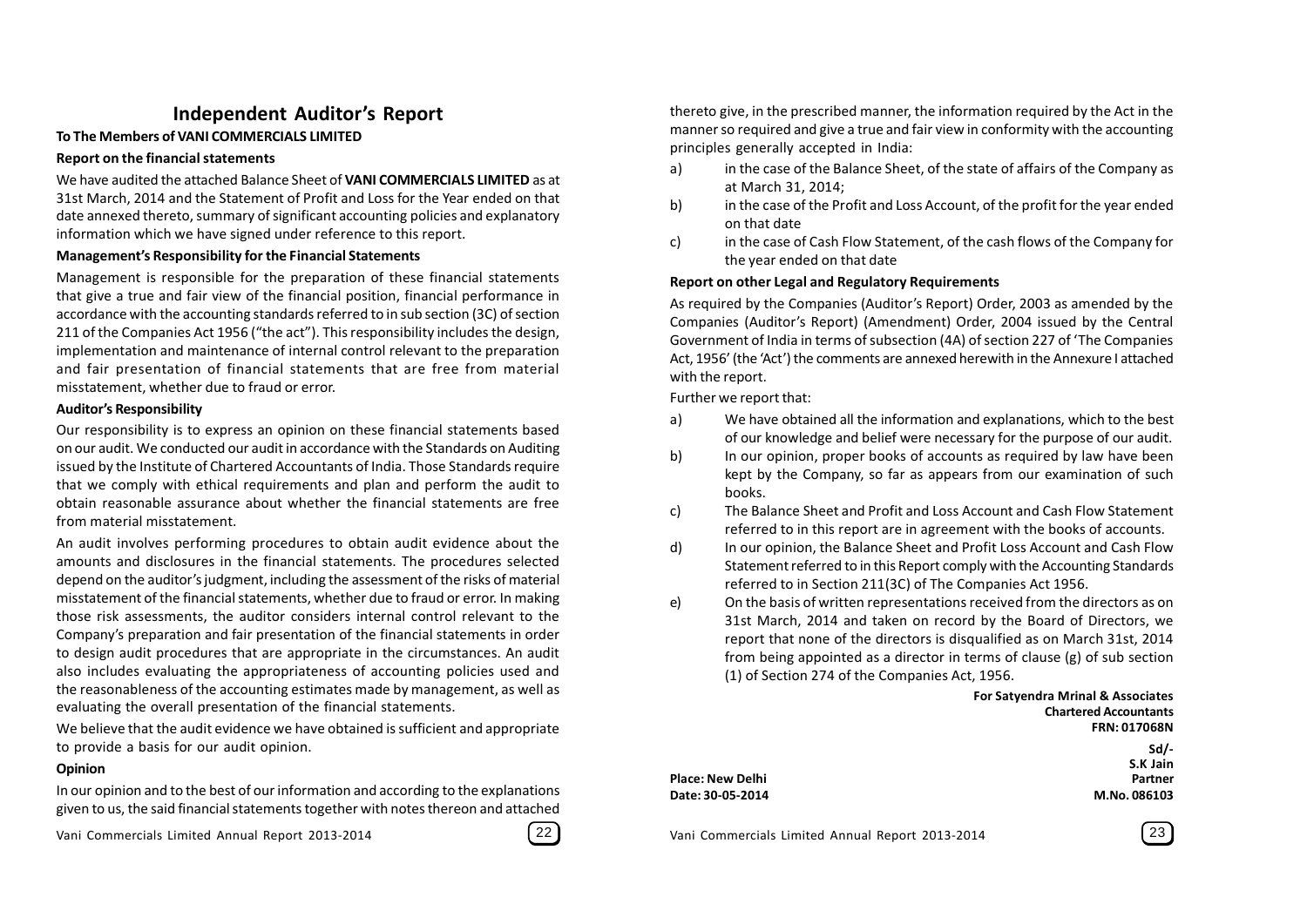# Independent Auditor's Report

**To The Members of VANI COMMERCIALS LIMITED**

**Report on the financial statements**

We have audited the attached Balance Sheet of **VANI COMMERCIALS LIMITED** as at 31st March, 2014 and the Statement of Profit and Loss for the Year ended on that date annexed thereto, summary of significant accounting policies and explanatory information which we have signed under reference to this report.

**Management's Responsibility for the Financial Statements**

Management is responsible for the preparation of these financial statements that give a true and fair view of the financial position, financial performance in accordance with the accounting standards referred to in sub section (3C) of section 211 of the Companies Act 1956 ("the act"). This responsibility includes the design, implementation and maintenance of internal control relevant to the preparation and fair presentation of financial statements that are free from material misstatement, whether due to fraud or error.

**Auditor's Responsibility**

Our responsibility is to express an opinion on these financial statements based on our audit. We conducted our audit in accordance with the Standards on Auditing issued by the Institute of Chartered Accountants of India. Those Standards require that we comply with ethical requirements and plan and perform the audit to obtain reasonable assurance about whether the financial statements are free from material misstatement.

An audit involves performing procedures to obtain audit evidence about the amounts and disclosures in the financial statements. The procedures selected depend on the auditor's judgment, including the assessment of the risks of material misstatement of the financial statements, whether due to fraud or error. In making those risk assessments, the auditor considers internal control relevant to the Company's preparation and fair presentation of the financial statements in order to design audit procedures that are appropriate in the circumstances. An audit also includes evaluating the appropriateness of accounting policies used and the reasonableness of the accounting estimates made by management, as well as evaluating the overall presentation of the financial statements.

We believe that the audit evidence we have obtained is sufficient and appropriate to provide a basis for our audit opinion.

**Opinion**

In our opinion and to the best of our information and according to the explanations given to us, the said financial statements together with notes thereon and attached thereto give, in the prescribed manner, the information required by the Act in the manner so required and give a true and fair view in conformity with the accounting principles generally accepted in India:

a) in the case of the Balance Sheet, of the state of affairs of the Company as at March 31, 2014;

b) in the case of the Profit and Loss Account, of the profit for the year ended on that date

c) in the case of Cash Flow Statement, of the cash flows of the Company for the year ended on that date

**Report on other Legal and Regulatory Requirements**

As required by the Companies (Auditor's Report) Order, 2003 as amended by the Companies (Auditor's Report) (Amendment) Order, 2004 issued by the Central Government of India in terms of subsection (4A) of section 227 of 'The Companies Act, 1956' (the 'Act') the comments are annexed herewith in the Annexure I attached with the report.

Further we report that:

a) We have obtained all the information and explanations, which to the best of our knowledge and belief were necessary for the purpose of our audit.

b) In our opinion, proper books of accounts as required by law have been kept by the Company, so far as appears from our examination of such books.

c) The Balance Sheet and Profit and Loss Account and Cash Flow Statement referred to in this report are in agreement with the books of accounts.

d) In our opinion, the Balance Sheet and Profit Loss Account and Cash Flow Statement referred to in this Report comply with the Accounting Standards referred to in Section 211(3C) of The Companies Act 1956.

e) On the basis of written representations received from the directors as on 31st March, 2014 and taken on record by the Board of Directors, we report that none of the directors is disqualified as on March 31st, 2014 from being appointed as a director in terms of clause (g) of sub section (1) of Section 274 of the Companies Act, 1956.

**For Satyendra Mrinal & Associates**
**Chartered Accountants**
**FRN: 017068N**

**Sd/-**
**S.K Jain**
**Partner**
**M.No. 086103**

**Place: New Delhi**
**Date: 30-05-2014**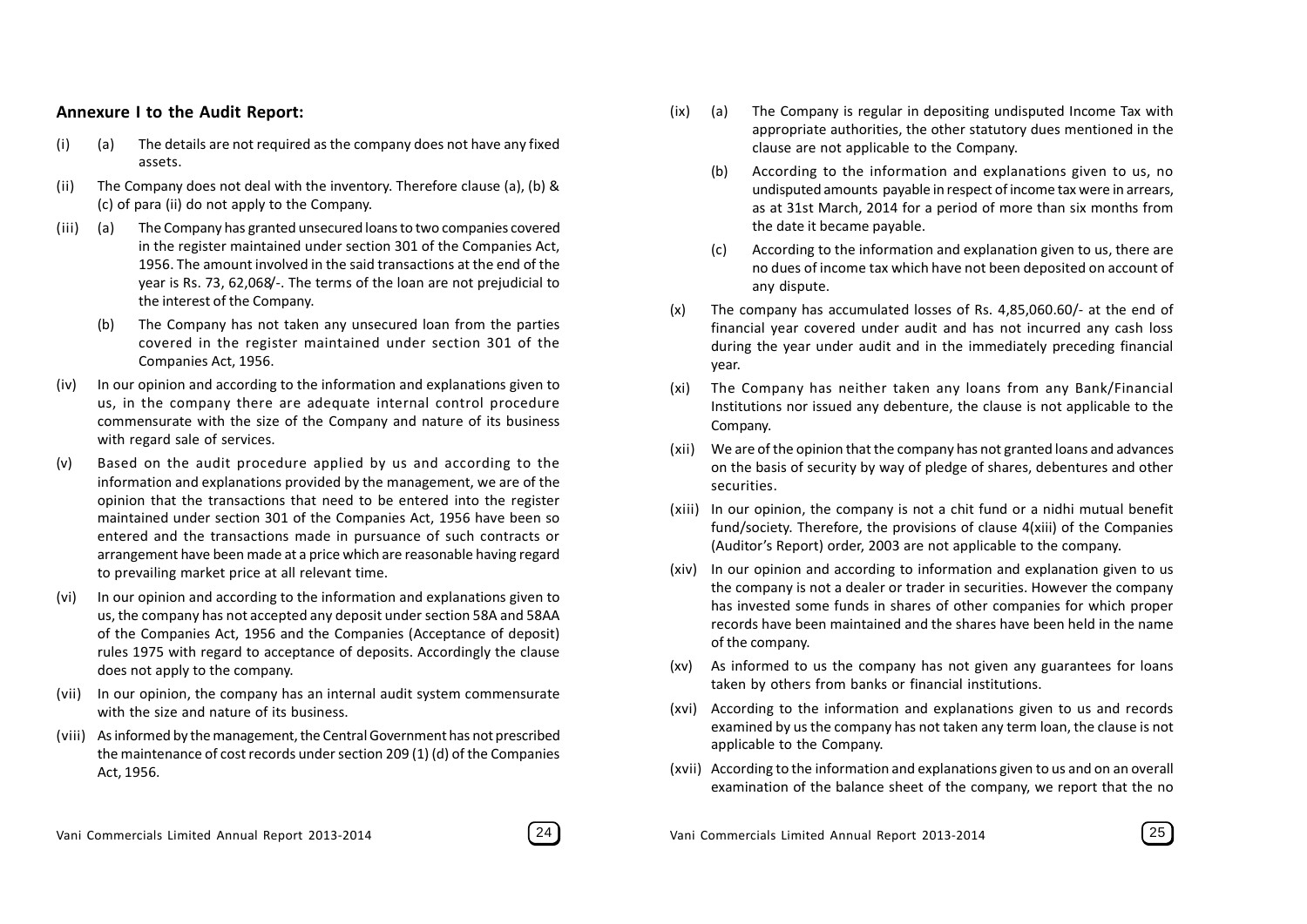## Annexure I to the Audit Report:

(i) (a) The details are not required as the company does not have any fixed assets.

(ii) The Company does not deal with the inventory. Therefore clause (a), (b) & (c) of para (ii) do not apply to the Company.

(iii) (a) The Company has granted unsecured loans to two companies covered in the register maintained under section 301 of the Companies Act, 1956. The amount involved in the said transactions at the end of the year is Rs. 73, 62,068/-. The terms of the loan are not prejudicial to the interest of the Company.

(b) The Company has not taken any unsecured loan from the parties covered in the register maintained under section 301 of the Companies Act, 1956.

(iv) In our opinion and according to the information and explanations given to us, in the company there are adequate internal control procedure commensurate with the size of the Company and nature of its business with regard sale of services.

(v) Based on the audit procedure applied by us and according to the information and explanations provided by the management, we are of the opinion that the transactions that need to be entered into the register maintained under section 301 of the Companies Act, 1956 have been so entered and the transactions made in pursuance of such contracts or arrangement have been made at a price which are reasonable having regard to prevailing market price at all relevant time.

(vi) In our opinion and according to the information and explanations given to us, the company has not accepted any deposit under section 58A and 58AA of the Companies Act, 1956 and the Companies (Acceptance of deposit) rules 1975 with regard to acceptance of deposits. Accordingly the clause does not apply to the company.

(vii) In our opinion, the company has an internal audit system commensurate with the size and nature of its business.

(viii) As informed by the management, the Central Government has not prescribed the maintenance of cost records under section 209 (1) (d) of the Companies Act, 1956.

(ix) (a) The Company is regular in depositing undisputed Income Tax with appropriate authorities, the other statutory dues mentioned in the clause are not applicable to the Company.

(b) According to the information and explanations given to us, no undisputed amounts payable in respect of income tax were in arrears, as at 31st March, 2014 for a period of more than six months from the date it became payable.

(c) According to the information and explanation given to us, there are no dues of income tax which have not been deposited on account of any dispute.

(x) The company has accumulated losses of Rs. 4,85,060.60/- at the end of financial year covered under audit and has not incurred any cash loss during the year under audit and in the immediately preceding financial year.

(xi) The Company has neither taken any loans from any Bank/Financial Institutions nor issued any debenture, the clause is not applicable to the Company.

(xii) We are of the opinion that the company has not granted loans and advances on the basis of security by way of pledge of shares, debentures and other securities.

(xiii) In our opinion, the company is not a chit fund or a nidhi mutual benefit fund/society. Therefore, the provisions of clause 4(xiii) of the Companies (Auditor's Report) order, 2003 are not applicable to the company.

(xiv) In our opinion and according to information and explanation given to us the company is not a dealer or trader in securities. However the company has invested some funds in shares of other companies for which proper records have been maintained and the shares have been held in the name of the company.

(xv) As informed to us the company has not given any guarantees for loans taken by others from banks or financial institutions.

(xvi) According to the information and explanations given to us and records examined by us the company has not taken any term loan, the clause is not applicable to the Company.

(xvii) According to the information and explanations given to us and on an overall examination of the balance sheet of the company, we report that the no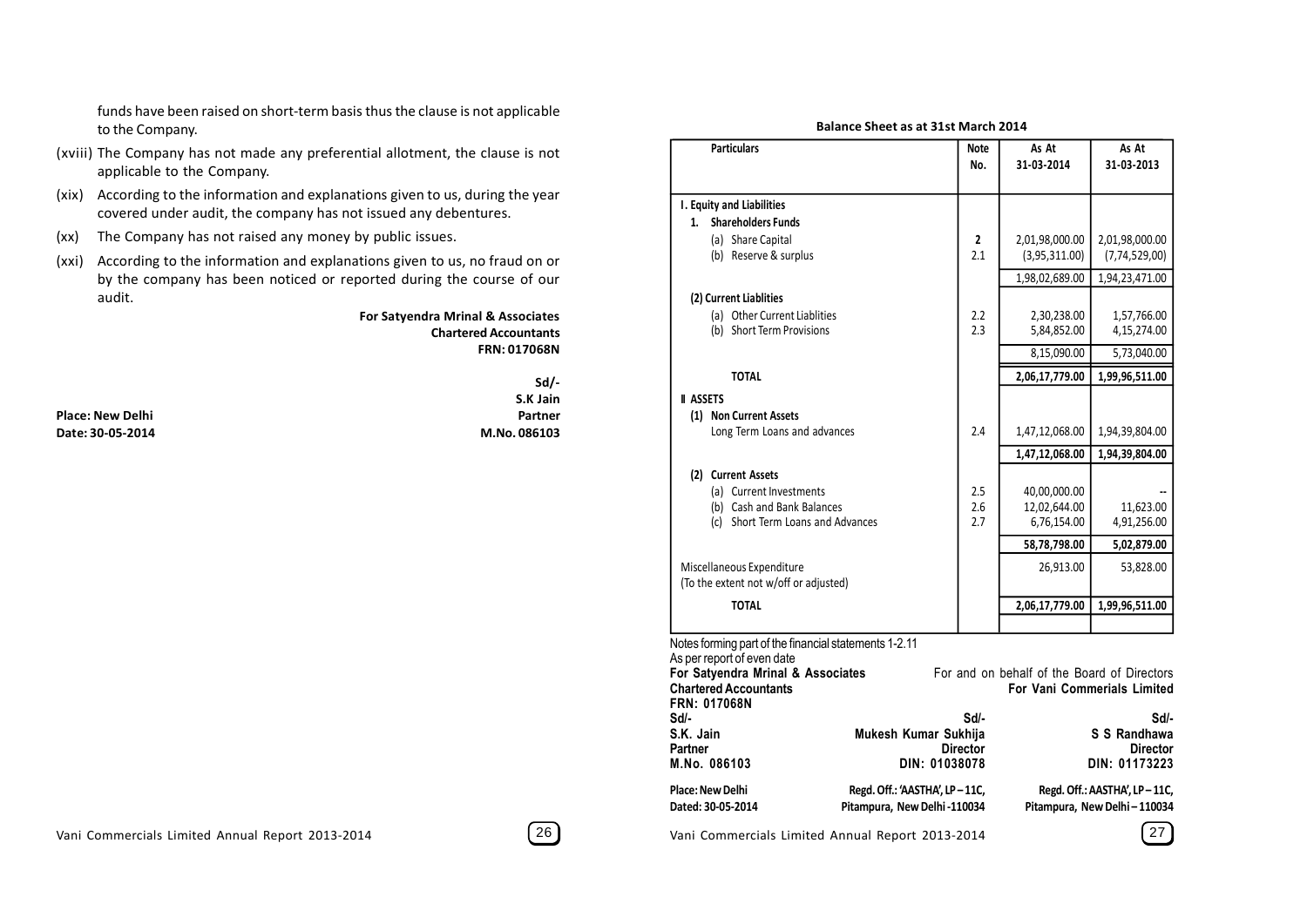funds have been raised on short-term basis thus the clause is not applicable to the Company.

(xviii) The Company has not made any preferential allotment, the clause is not applicable to the Company.

(xix) According to the information and explanations given to us, during the year covered under audit, the company has not issued any debentures.

(xx) The Company has not raised any money by public issues.

(xxi) According to the information and explanations given to us, no fraud on or by the company has been noticed or reported during the course of our audit.

**For Satyendra Mrinal & Associates**
**Chartered Accountants**
**FRN: 017068N**

**Sd/-**
**S.K Jain**
**Partner**
**M.No. 086103**

**Place: New Delhi**
**Date: 30-05-2014**

**Balance Sheet as at 31st March 2014**

| Particulars | Note No. | As At 31-03-2014 | As At 31-03-2013 |
|---|---|---|---|
| **I. Equity and Liabilities** | | | |
| **1. Shareholders Funds** | | | |
| (a) Share Capital | 2 | 2,01,98,000.00 | 2,01,98,000.00 |
| (b) Reserve & surplus | 2.1 | (3,95,311.00) | (7,74,529,00) |
| | | 1,98,02,689.00 | 1,94,23,471.00 |
| **(2) Current Liablities** | | | |
| (a) Other Current Liablities | 2.2 | 2,30,238.00 | 1,57,766.00 |
| (b) Short Term Provisions | 2.3 | 5,84,852.00 | 4,15,274.00 |
| | | 8,15,090.00 | 5,73,040.00 |
| **TOTAL** | | **2,06,17,779.00** | **1,99,96,511.00** |
| **II ASSETS** | | | |
| **(1) Non Current Assets** | | | |
| Long Term Loans and advances | 2.4 | 1,47,12,068.00 | 1,94,39,804.00 |
| | | **1,47,12,068.00** | **1,94,39,804.00** |
| **(2) Current Assets** | | | |
| (a) Current Investments | 2.5 | 40,00,000.00 | -- |
| (b) Cash and Bank Balances | 2.6 | 12,02,644.00 | 11,623.00 |
| (c) Short Term Loans and Advances | 2.7 | 6,76,154.00 | 4,91,256.00 |
| | | **58,78,798.00** | **5,02,879.00** |
| Miscellaneous Expenditure (To the extent not w/off or adjusted) | | 26,913.00 | 53,828.00 |
| **TOTAL** | | **2,06,17,779.00** | **1,99,96,511.00** |

Notes forming part of the financial statements 1-2.11

As per report of even date

**For Satyendra Mrinal & Associates**
**Chartered Accountants**
**FRN: 017068N**
**Sd/-**
**S.K. Jain**
**Partner**
**M.No. 086103**

For and on behalf of the Board of Directors
**For Vani Commerials Limited**

**Sd/-**
**Mukesh Kumar Sukhija**
**Director**
**DIN: 01038078**

**Sd/-**
**S S Randhawa**
**Director**
**DIN: 01173223**

**Place: New Delhi**
**Dated: 30-05-2014**

**Regd. Off.: 'AASTHA', LP – 11C, Pitampura, New Delhi -110034**

**Regd. Off.: AASTHA', LP – 11C, Pitampura, New Delhi – 110034**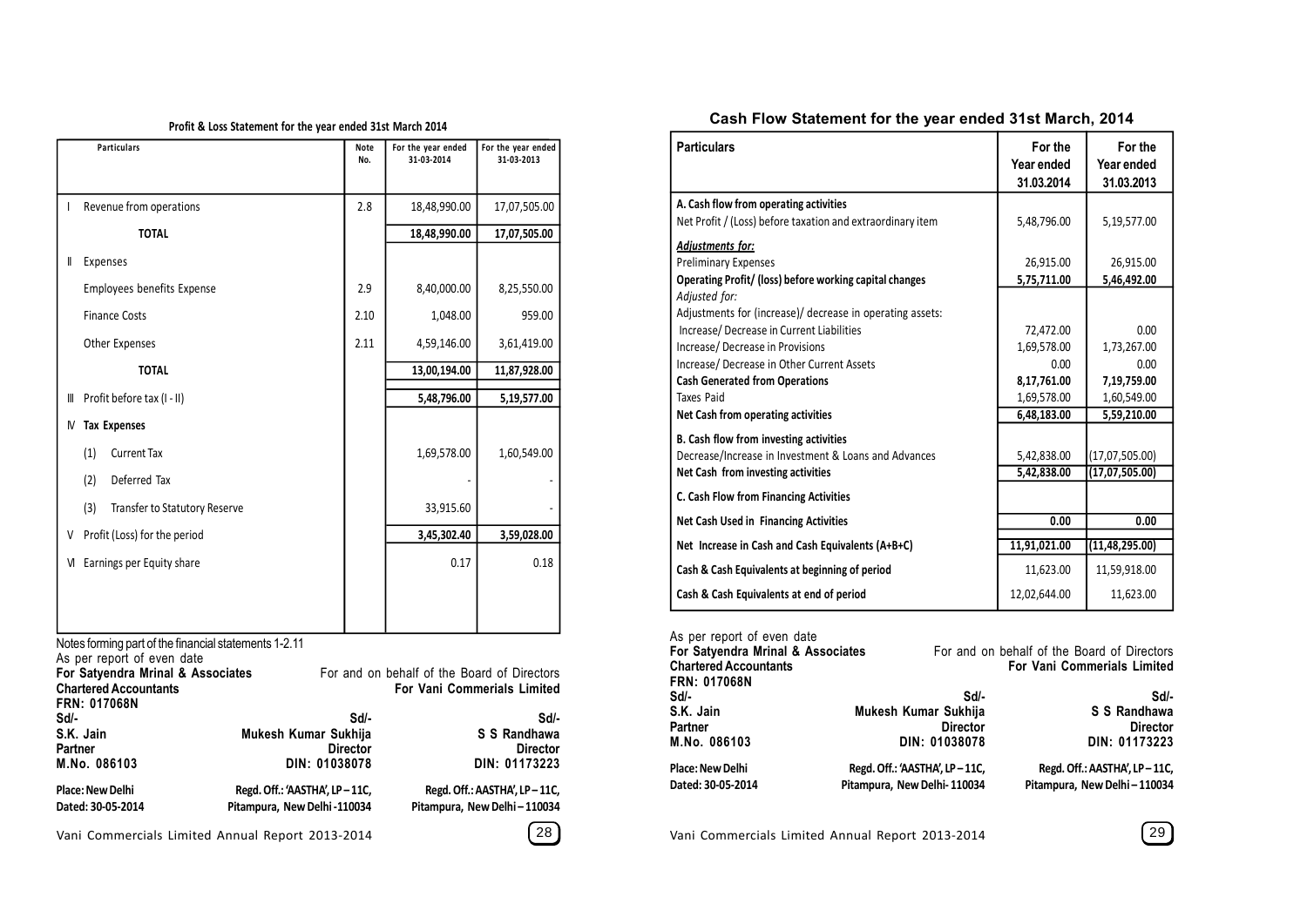## Profit & Loss Statement for the year ended 31st March 2014

| | Particulars | Note No. | For the year ended 31-03-2014 | For the year ended 31-03-2013 |
|---|---|---|---|---|
| I | Revenue from operations | 2.8 | 18,48,990.00 | 17,07,505.00 |
| | **TOTAL** | | **18,48,990.00** | **17,07,505.00** |
| II | Expenses | | | |
| | Employees benefits Expense | 2.9 | 8,40,000.00 | 8,25,550.00 |
| | Finance Costs | 2.10 | 1,048.00 | 959.00 |
| | Other Expenses | 2.11 | 4,59,146.00 | 3,61,419.00 |
| | **TOTAL** | | **13,00,194.00** | **11,87,928.00** |
| III | Profit before tax (I - II) | | **5,48,796.00** | **5,19,577.00** |
| IV | **Tax Expenses** | | | |
| | (1) Current Tax | | 1,69,578.00 | 1,60,549.00 |
| | (2) Deferred Tax | | - | - |
| | (3) Transfer to Statutory Reserve | | 33,915.60 | - |
| V | Profit (Loss) for the period | | **3,45,302.40** | **3,59,028.00** |
| VI | Earnings per Equity share | | 0.17 | 0.18 |

Notes forming part of the financial statements 1-2.11

As per report of even date

**For Satyendra Mrinal & Associates**
**Chartered Accountants**
**FRN: 017068N**

For and on behalf of the Board of Directors
**For Vani Commerials Limited**

| Sd/- | Sd/- | Sd/- |
|---|---|---|
| **S.K. Jain** | **Mukesh Kumar Sukhija** | **S S Randhawa** |
| **Partner** | **Director** | **Director** |
| **M.No. 086103** | **DIN: 01038078** | **DIN: 01173223** |
| **Place: New Delhi** | **Regd. Off.: 'AASTHA', LP – 11C,** | **Regd. Off.: AASTHA', LP – 11C,** |
| **Dated: 30-05-2014** | **Pitampura, New Delhi -110034** | **Pitampura, New Delhi – 110034** |

## Cash Flow Statement for the year ended 31st March, 2014

| Particulars | For the Year ended 31.03.2014 | For the Year ended 31.03.2013 |
|---|---|---|
| **A. Cash flow from operating activities** | | |
| Net Profit / (Loss) before taxation and extraordinary item | 5,48,796.00 | 5,19,577.00 |
| ***Adjustments for:*** | | |
| Preliminary Expenses | 26,915.00 | 26,915.00 |
| **Operating Profit/ (loss) before working capital changes** | **5,75,711.00** | **5,46,492.00** |
| *Adjusted for:* | | |
| Adjustments for (increase)/ decrease in operating assets: | | |
| Increase/ Decrease in Current Liabilities | 72,472.00 | 0.00 |
| Increase/ Decrease in Provisions | 1,69,578.00 | 1,73,267.00 |
| Increase/ Decrease in Other Current Assets | 0.00 | 0.00 |
| **Cash Generated from Operations** | **8,17,761.00** | **7,19,759.00** |
| Taxes Paid | 1,69,578.00 | 1,60,549.00 |
| **Net Cash from operating activities** | **6,48,183.00** | **5,59,210.00** |
| **B. Cash flow from investing activities** | | |
| Decrease/Increase in Investment & Loans and Advances | 5,42,838.00 | (17,07,505.00) |
| **Net Cash from investing activities** | **5,42,838.00** | **(17,07,505.00)** |
| **C. Cash Flow from Financing Activities** | | |
| **Net Cash Used in Financing Activities** | **0.00** | **0.00** |
| **Net Increase in Cash and Cash Equivalents (A+B+C)** | **11,91,021.00** | **(11,48,295.00)** |
| **Cash & Cash Equivalents at beginning of period** | 11,623.00 | 11,59,918.00 |
| **Cash & Cash Equivalents at end of period** | 12,02,644.00 | 11,623.00 |

As per report of even date

**For Satyendra Mrinal & Associates**
**Chartered Accountants**
**FRN: 017068N**

For and on behalf of the Board of Directors
**For Vani Commerials Limited**

| Sd/- | Sd/- | Sd/- |
|---|---|---|
| **S.K. Jain** | **Mukesh Kumar Sukhija** | **S S Randhawa** |
| **Partner** | **Director** | **Director** |
| **M.No. 086103** | **DIN: 01038078** | **DIN: 01173223** |
| **Place: New Delhi** | **Regd. Off.: 'AASTHA', LP – 11C,** | **Regd. Off.: AASTHA', LP – 11C,** |
| **Dated: 30-05-2014** | **Pitampura, New Delhi- 110034** | **Pitampura, New Delhi – 110034** |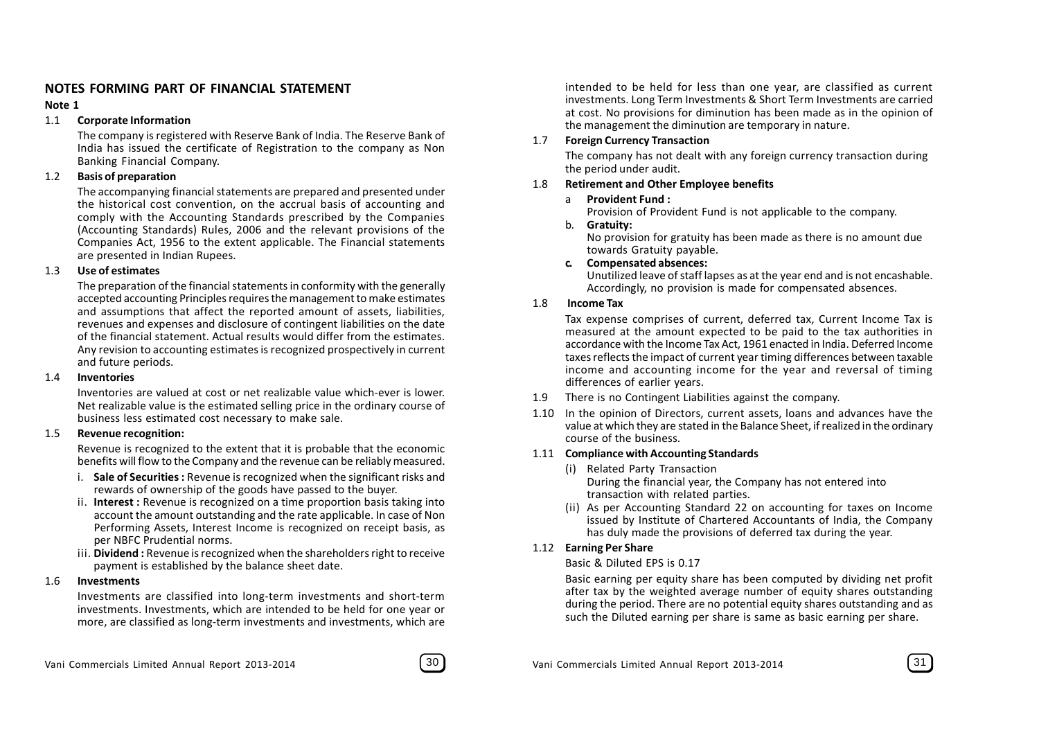## NOTES FORMING PART OF FINANCIAL STATEMENT

**Note 1**

1.1 **Corporate Information**

The company is registered with Reserve Bank of India. The Reserve Bank of India has issued the certificate of Registration to the company as Non Banking Financial Company.

1.2 **Basis of preparation**

The accompanying financial statements are prepared and presented under the historical cost convention, on the accrual basis of accounting and comply with the Accounting Standards prescribed by the Companies (Accounting Standards) Rules, 2006 and the relevant provisions of the Companies Act, 1956 to the extent applicable. The Financial statements are presented in Indian Rupees.

1.3 **Use of estimates**

The preparation of the financial statements in conformity with the generally accepted accounting Principles requires the management to make estimates and assumptions that affect the reported amount of assets, liabilities, revenues and expenses and disclosure of contingent liabilities on the date of the financial statement. Actual results would differ from the estimates. Any revision to accounting estimates is recognized prospectively in current and future periods.

1.4 **Inventories**

Inventories are valued at cost or net realizable value which-ever is lower. Net realizable value is the estimated selling price in the ordinary course of business less estimated cost necessary to make sale.

1.5 **Revenue recognition:**

Revenue is recognized to the extent that it is probable that the economic benefits will flow to the Company and the revenue can be reliably measured.

i. **Sale of Securities :** Revenue is recognized when the significant risks and rewards of ownership of the goods have passed to the buyer.

ii. **Interest :** Revenue is recognized on a time proportion basis taking into account the amount outstanding and the rate applicable. In case of Non Performing Assets, Interest Income is recognized on receipt basis, as per NBFC Prudential norms.

iii. **Dividend :** Revenue is recognized when the shareholders right to receive payment is established by the balance sheet date.

1.6 **Investments**

Investments are classified into long-term investments and short-term investments. Investments, which are intended to be held for one year or more, are classified as long-term investments and investments, which are intended to be held for less than one year, are classified as current investments. Long Term Investments & Short Term Investments are carried at cost. No provisions for diminution has been made as in the opinion of the management the diminution are temporary in nature.

1.7 **Foreign Currency Transaction**

The company has not dealt with any foreign currency transaction during the period under audit.

1.8 **Retirement and Other Employee benefits**

a **Provident Fund :**
Provision of Provident Fund is not applicable to the company.

b. **Gratuity:**
No provision for gratuity has been made as there is no amount due towards Gratuity payable.

**c. Compensated absences:**
Unutilized leave of staff lapses as at the year end and is not encashable. Accordingly, no provision is made for compensated absences.

1.8 **Income Tax**

Tax expense comprises of current, deferred tax, Current Income Tax is measured at the amount expected to be paid to the tax authorities in accordance with the Income Tax Act, 1961 enacted in India. Deferred Income taxes reflects the impact of current year timing differences between taxable income and accounting income for the year and reversal of timing differences of earlier years.

1.9 There is no Contingent Liabilities against the company.

1.10 In the opinion of Directors, current assets, loans and advances have the value at which they are stated in the Balance Sheet, if realized in the ordinary course of the business.

1.11 **Compliance with Accounting Standards**

(i) Related Party Transaction
During the financial year, the Company has not entered into transaction with related parties.

(ii) As per Accounting Standard 22 on accounting for taxes on Income issued by Institute of Chartered Accountants of India, the Company has duly made the provisions of deferred tax during the year.

1.12 **Earning Per Share**

Basic & Diluted EPS is 0.17

Basic earning per equity share has been computed by dividing net profit after tax by the weighted average number of equity shares outstanding during the period. There are no potential equity shares outstanding and as such the Diluted earning per share is same as basic earning per share.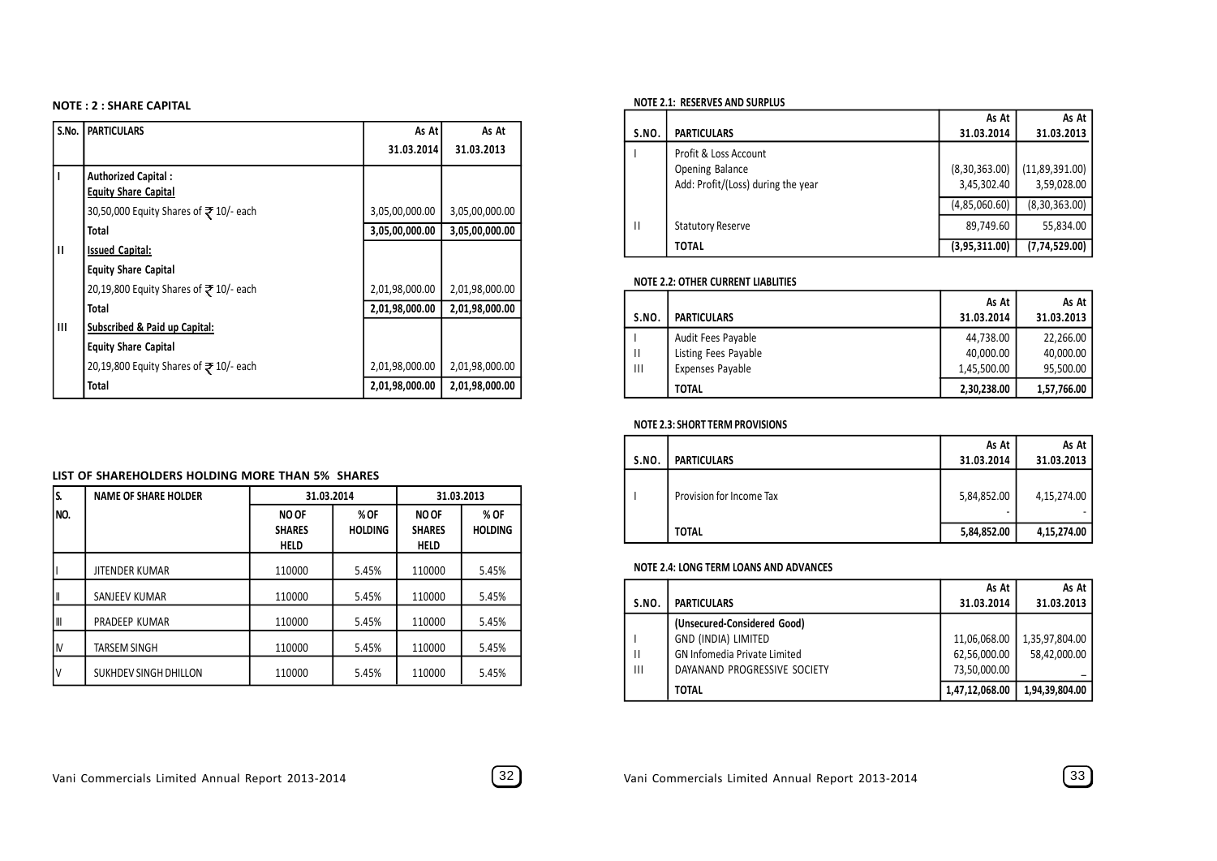## NOTE : 2 : SHARE CAPITAL

| S.No. | PARTICULARS | As At 31.03.2014 | As At 31.03.2013 |
|---|---|---|---|
| I | **Authorized Capital :** | | |
| | **Equity Share Capital** | | |
| | 30,50,000 Equity Shares of ₹ 10/- each | 3,05,00,000.00 | 3,05,00,000.00 |
| | **Total** | **3,05,00,000.00** | **3,05,00,000.00** |
| II | **Issued Capital:** | | |
| | **Equity Share Capital** | | |
| | 20,19,800 Equity Shares of ₹ 10/- each | 2,01,98,000.00 | 2,01,98,000.00 |
| | **Total** | **2,01,98,000.00** | **2,01,98,000.00** |
| III | **Subscribed & Paid up Capital:** | | |
| | **Equity Share Capital** | | |
| | 20,19,800 Equity Shares of ₹ 10/- each | 2,01,98,000.00 | 2,01,98,000.00 |
| | **Total** | **2,01,98,000.00** | **2,01,98,000.00** |

### LIST OF SHAREHOLDERS HOLDING MORE THAN 5% SHARES

| S. NO. | NAME OF SHARE HOLDER | 31.03.2014 | | 31.03.2013 | |
|---|---|---|---|---|---|
| | | NO OF SHARES HELD | % OF HOLDING | NO OF SHARES HELD | % OF HOLDING |
| I | JITENDER KUMAR | 110000 | 5.45% | 110000 | 5.45% |
| II | SANJEEV KUMAR | 110000 | 5.45% | 110000 | 5.45% |
| III | PRADEEP KUMAR | 110000 | 5.45% | 110000 | 5.45% |
| IV | TARSEM SINGH | 110000 | 5.45% | 110000 | 5.45% |
| V | SUKHDEV SINGH DHILLON | 110000 | 5.45% | 110000 | 5.45% |

### NOTE 2.1: RESERVES AND SURPLUS

| S.NO. | PARTICULARS | As At 31.03.2014 | As At 31.03.2013 |
|---|---|---|---|
| I | Profit & Loss Account | | |
| | Opening Balance | (8,30,363.00) | (11,89,391.00) |
| | Add: Profit/(Loss) during the year | 3,45,302.40 | 3,59,028.00 |
| | | (4,85,060.60) | (8,30,363.00) |
| II | Statutory Reserve | 89,749.60 | 55,834.00 |
| | **TOTAL** | **(3,95,311.00)** | **(7,74,529.00)** |

### NOTE 2.2: OTHER CURRENT LIABLITIES

| S.NO. | PARTICULARS | As At 31.03.2014 | As At 31.03.2013 |
|---|---|---|---|
| I | Audit Fees Payable | 44,738.00 | 22,266.00 |
| II | Listing Fees Payable | 40,000.00 | 40,000.00 |
| III | Expenses Payable | 1,45,500.00 | 95,500.00 |
| | **TOTAL** | **2,30,238.00** | **1,57,766.00** |

### NOTE 2.3: SHORT TERM PROVISIONS

| S.NO. | PARTICULARS | As At 31.03.2014 | As At 31.03.2013 |
|---|---|---|---|
| I | Provision for Income Tax | 5,84,852.00 | 4,15,274.00 |
| | | - | - |
| | **TOTAL** | **5,84,852.00** | **4,15,274.00** |

### NOTE 2.4: LONG TERM LOANS AND ADVANCES

| S.NO. | PARTICULARS | As At 31.03.2014 | As At 31.03.2013 |
|---|---|---|---|
| | **(Unsecured-Considered Good)** | | |
| I | GND (INDIA) LIMITED | 11,06,068.00 | 1,35,97,804.00 |
| II | GN Infomedia Private Limited | 62,56,000.00 | 58,42,000.00 |
| III | DAYANAND PROGRESSIVE SOCIETY | 73,50,000.00 | – |
| | **TOTAL** | **1,47,12,068.00** | **1,94,39,804.00** |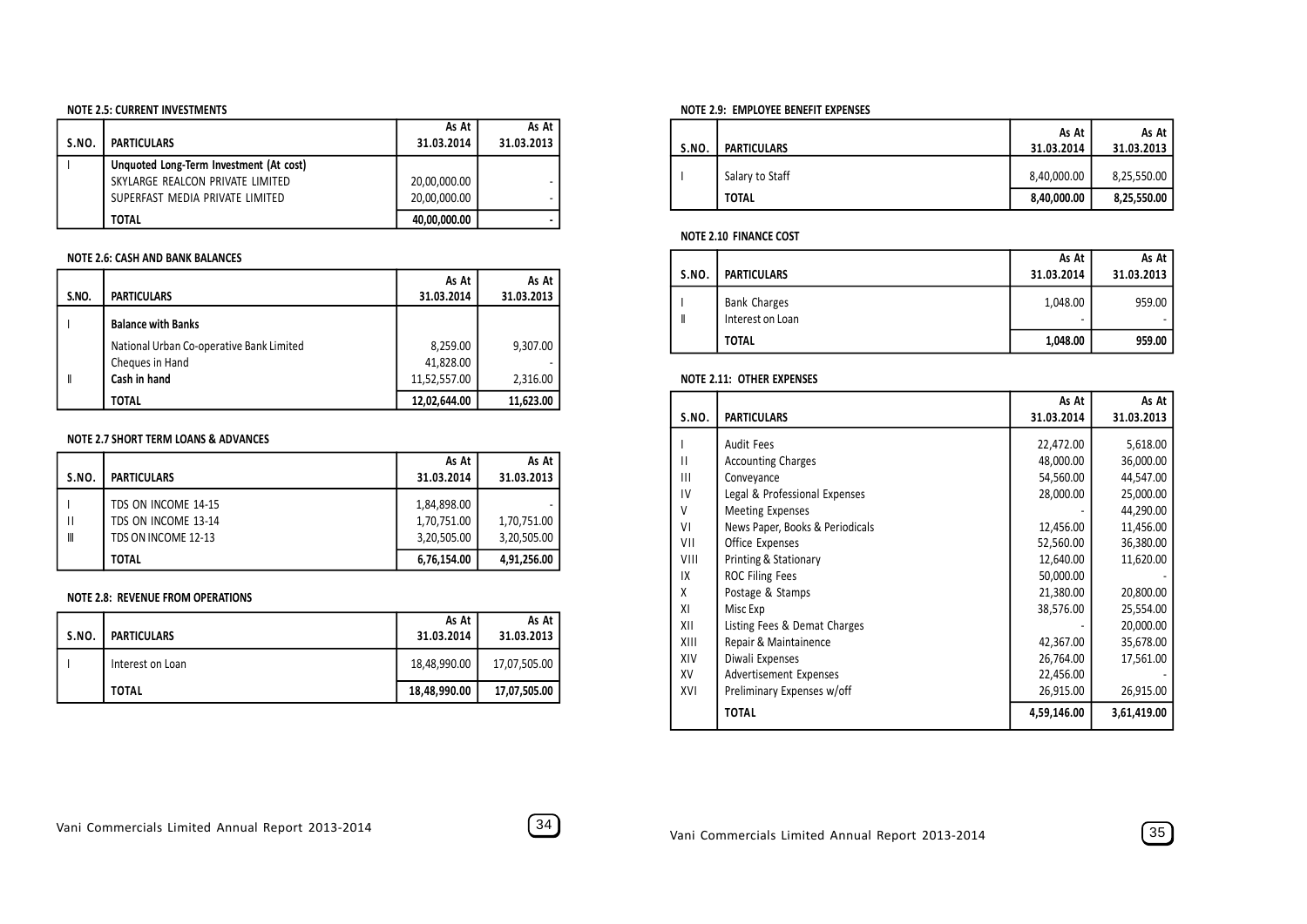### NOTE 2.5: CURRENT INVESTMENTS

| S.NO. | PARTICULARS | As At 31.03.2014 | As At 31.03.2013 |
|---|---|---|---|
| I | Unquoted Long-Term Investment (At cost) | | |
| | SKYLARGE REALCON PRIVATE LIMITED | 20,00,000.00 | - |
| | SUPERFAST MEDIA PRIVATE LIMITED | 20,00,000.00 | - |
| | **TOTAL** | **40,00,000.00** | **-** |

### NOTE 2.6: CASH AND BANK BALANCES

| S.NO. | PARTICULARS | As At 31.03.2014 | As At 31.03.2013 |
|---|---|---|---|
| I | **Balance with Banks** | | |
| | National Urban Co-operative Bank Limited | 8,259.00 | 9,307.00 |
| | Cheques in Hand | 41,828.00 | - |
| II | **Cash in hand** | 11,52,557.00 | 2,316.00 |
| | **TOTAL** | **12,02,644.00** | **11,623.00** |

### NOTE 2.7 SHORT TERM LOANS & ADVANCES

| S.NO. | PARTICULARS | As At 31.03.2014 | As At 31.03.2013 |
|---|---|---|---|
| I | TDS ON INCOME 14-15 | 1,84,898.00 | - |
| II | TDS ON INCOME 13-14 | 1,70,751.00 | 1,70,751.00 |
| III | TDS ON INCOME 12-13 | 3,20,505.00 | 3,20,505.00 |
| | **TOTAL** | **6,76,154.00** | **4,91,256.00** |

### NOTE 2.8: REVENUE FROM OPERATIONS

| S.NO. | PARTICULARS | As At 31.03.2014 | As At 31.03.2013 |
|---|---|---|---|
| I | Interest on Loan | 18,48,990.00 | 17,07,505.00 |
| | **TOTAL** | **18,48,990.00** | **17,07,505.00** |

### NOTE 2.9: EMPLOYEE BENEFIT EXPENSES

| S.NO. | PARTICULARS | As At 31.03.2014 | As At 31.03.2013 |
|---|---|---|---|
| I | Salary to Staff | 8,40,000.00 | 8,25,550.00 |
| | **TOTAL** | **8,40,000.00** | **8,25,550.00** |

### NOTE 2.10 FINANCE COST

| S.NO. | PARTICULARS | As At 31.03.2014 | As At 31.03.2013 |
|---|---|---|---|
| I | Bank Charges | 1,048.00 | 959.00 |
| II | Interest on Loan | - | - |
| | **TOTAL** | **1,048.00** | **959.00** |

### NOTE 2.11: OTHER EXPENSES

| S.NO. | PARTICULARS | As At 31.03.2014 | As At 31.03.2013 |
|---|---|---|---|
| I | Audit Fees | 22,472.00 | 5,618.00 |
| II | Accounting Charges | 48,000.00 | 36,000.00 |
| III | Conveyance | 54,560.00 | 44,547.00 |
| IV | Legal & Professional Expenses | 28,000.00 | 25,000.00 |
| V | Meeting Expenses | - | 44,290.00 |
| VI | News Paper, Books & Periodicals | 12,456.00 | 11,456.00 |
| VII | Office Expenses | 52,560.00 | 36,380.00 |
| VIII | Printing & Stationary | 12,640.00 | 11,620.00 |
| IX | ROC Filing Fees | 50,000.00 | - |
| X | Postage & Stamps | 21,380.00 | 20,800.00 |
| XI | Misc Exp | 38,576.00 | 25,554.00 |
| XII | Listing Fees & Demat Charges | - | 20,000.00 |
| XIII | Repair & Maintainence | 42,367.00 | 35,678.00 |
| XIV | Diwali Expenses | 26,764.00 | 17,561.00 |
| XV | Advertisement Expenses | 22,456.00 | - |
| XVI | Preliminary Expenses w/off | 26,915.00 | 26,915.00 |
| | **TOTAL** | **4,59,146.00** | **3,61,419.00** |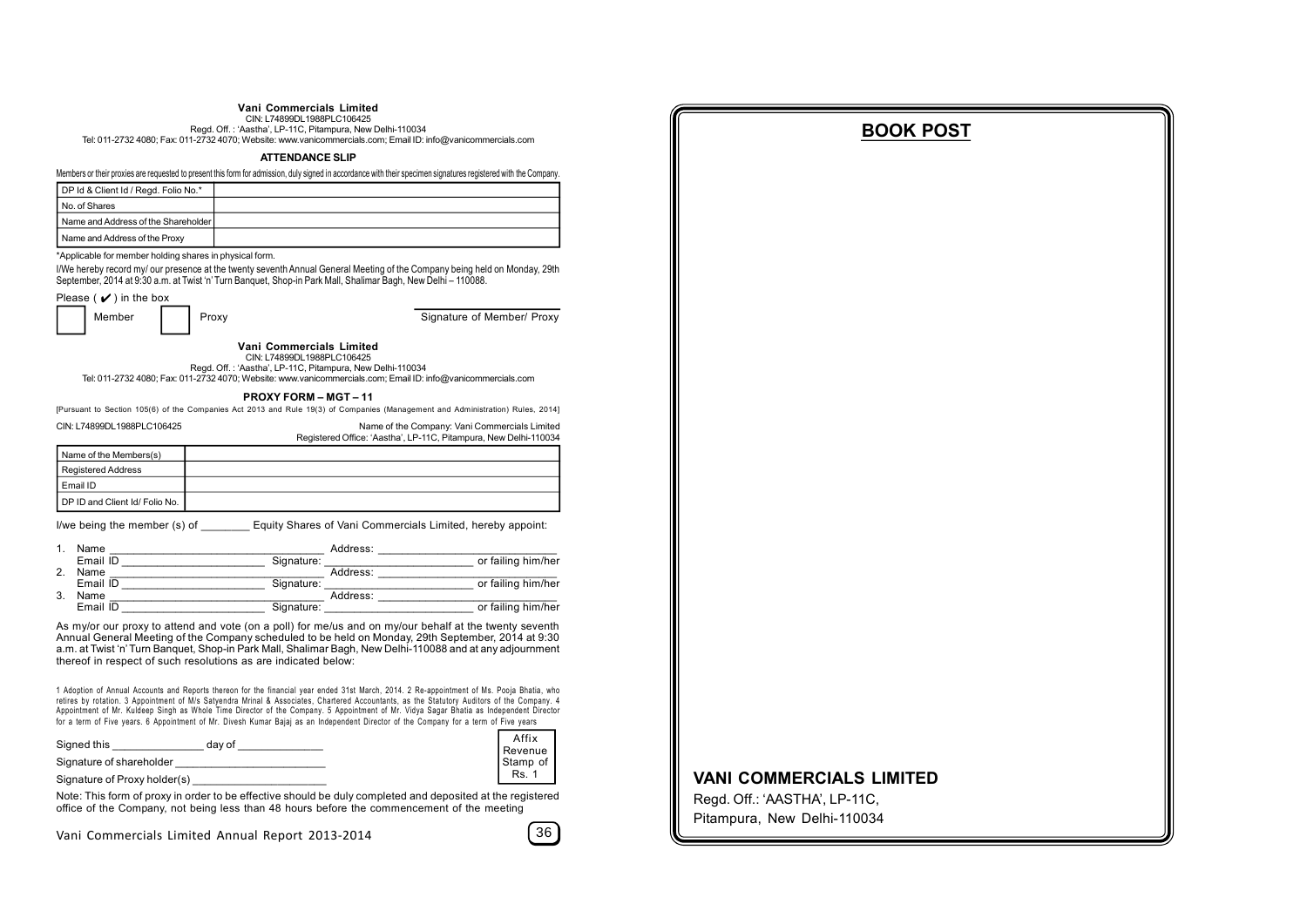**Vani Commercials Limited**

CIN: L74899DL1988PLC106425

Regd. Off. : 'Aastha', LP-11C, Pitampura, New Delhi-110034

Tel: 011-2732 4080; Fax: 011-2732 4070; Website: www.vanicommercials.com; Email ID: info@vanicommercials.com

## ATTENDANCE SLIP

Members or their proxies are requested to present this form for admission, duly signed in accordance with their specimen signatures registered with the Company.

| DP Id & Client Id / Regd. Folio No.* | |
|---|---|
| No. of Shares | |
| Name and Address of the Shareholder | |
| Name and Address of the Proxy | |

*Applicable for member holding shares in physical form.

I/We hereby record my/ our presence at the twenty seventh Annual General Meeting of the Company being held on Monday, 29th September, 2014 at 9:30 a.m. at Twist 'n' Turn Banquet, Shop-in Park Mall, Shalimar Bagh, New Delhi – 110088.

Please ( ✔ ) in the box

☐ Member ☐ Proxy

Signature of Member/ Proxy

---

**Vani Commercials Limited**

CIN: L74899DL1988PLC106425

Regd. Off. : 'Aastha', LP-11C, Pitampura, New Delhi-110034

Tel: 011-2732 4080; Fax: 011-2732 4070; Website: www.vanicommercials.com; Email ID: info@vanicommercials.com

## PROXY FORM – MGT – 11

[Pursuant to Section 105(6) of the Companies Act 2013 and Rule 19(3) of Companies (Management and Administration) Rules, 2014]

CIN: L74899DL1988PLC106425

Name of the Company: Vani Commercials Limited

Registered Office: 'Aastha', LP-11C, Pitampura, New Delhi-110034

| Name of the Members(s) | |
|---|---|
| Registered Address | |
| Email ID | |
| DP ID and Client Id/ Folio No. | |

I/we being the member (s) of ________ Equity Shares of Vani Commercials Limited, hereby appoint:

1. Name ______________________ Address: ______________________
   Email ID ______________________ Signature: ______________________ or failing him/her
2. Name ______________________ Address: ______________________
   Email ID ______________________ Signature: ______________________ or failing him/her
3. Name ______________________ Address: ______________________
   Email ID ______________________ Signature: ______________________ or failing him/her

As my/or our proxy to attend and vote (on a poll) for me/us and on my/our behalf at the twenty seventh Annual General Meeting of the Company scheduled to be held on Monday, 29th September, 2014 at 9:30 a.m. at Twist 'n' Turn Banquet, Shop-in Park Mall, Shalimar Bagh, New Delhi-110088 and at any adjournment thereof in respect of such resolutions as are indicated below:

1 Adoption of Annual Accounts and Reports thereon for the financial year ended 31st March, 2014. 2 Re-appointment of Ms. Pooja Bhatia, who retires by rotation. 3 Appointment of M/s Satyendra Mrinal & Associates, Chartered Accountants, as the Statutory Auditors of the Company. 4 Appointment of Mr. Kuldeep Singh as Whole Time Director of the Company. 5 Appointment of Mr. Vidya Sagar Bhatia as Independent Director for a term of Five years. 6 Appointment of Mr. Divesh Kumar Bajaj as an Independent Director of the Company for a term of Five years

Signed this ______________ day of ______________

Signature of shareholder ______________________

Signature of Proxy holder(s) ______________________

Affix Revenue Stamp of Rs. 1

Note: This form of proxy in order to be effective should be duly completed and deposited at the registered office of the Company, not being less than 48 hours before the commencement of the meeting

---

## BOOK POST

**VANI COMMERCIALS LIMITED**

Regd. Off.: 'AASTHA', LP-11C,

Pitampura, New Delhi-110034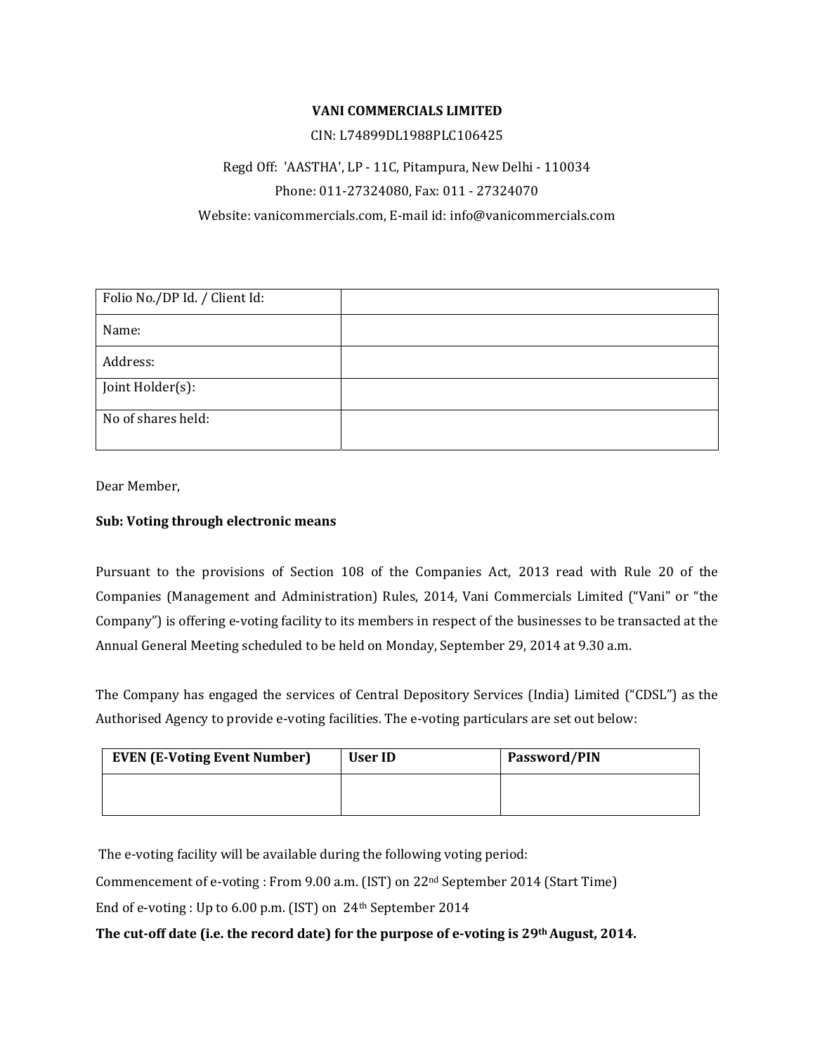**VANI COMMERCIALS LIMITED**

CIN: L74899DL1988PLC106425

Regd Off: 'AASTHA', LP - 11C, Pitampura, New Delhi - 110034

Phone: 011-27324080, Fax: 011 - 27324070

Website: vanicommercials.com, E-mail id: info@vanicommercials.com

| Folio No./DP Id. / Client Id: | |
|---|---|
| Name: | |
| Address: | |
| Joint Holder(s): | |
| No of shares held: | |

Dear Member,

**Sub: Voting through electronic means**

Pursuant to the provisions of Section 108 of the Companies Act, 2013 read with Rule 20 of the Companies (Management and Administration) Rules, 2014, Vani Commercials Limited ("Vani" or "the Company") is offering e-voting facility to its members in respect of the businesses to be transacted at the Annual General Meeting scheduled to be held on Monday, September 29, 2014 at 9.30 a.m.

The Company has engaged the services of Central Depository Services (India) Limited ("CDSL") as the Authorised Agency to provide e-voting facilities. The e-voting particulars are set out below:

| EVEN (E-Voting Event Number) | User ID | Password/PIN |
|---|---|---|
| | | |

The e-voting facility will be available during the following voting period:

Commencement of e-voting : From 9.00 a.m. (IST) on 22nd September 2014 (Start Time)

End of e-voting : Up to 6.00 p.m. (IST) on 24th September 2014

**The cut-off date (i.e. the record date) for the purpose of e-voting is 29th August, 2014.**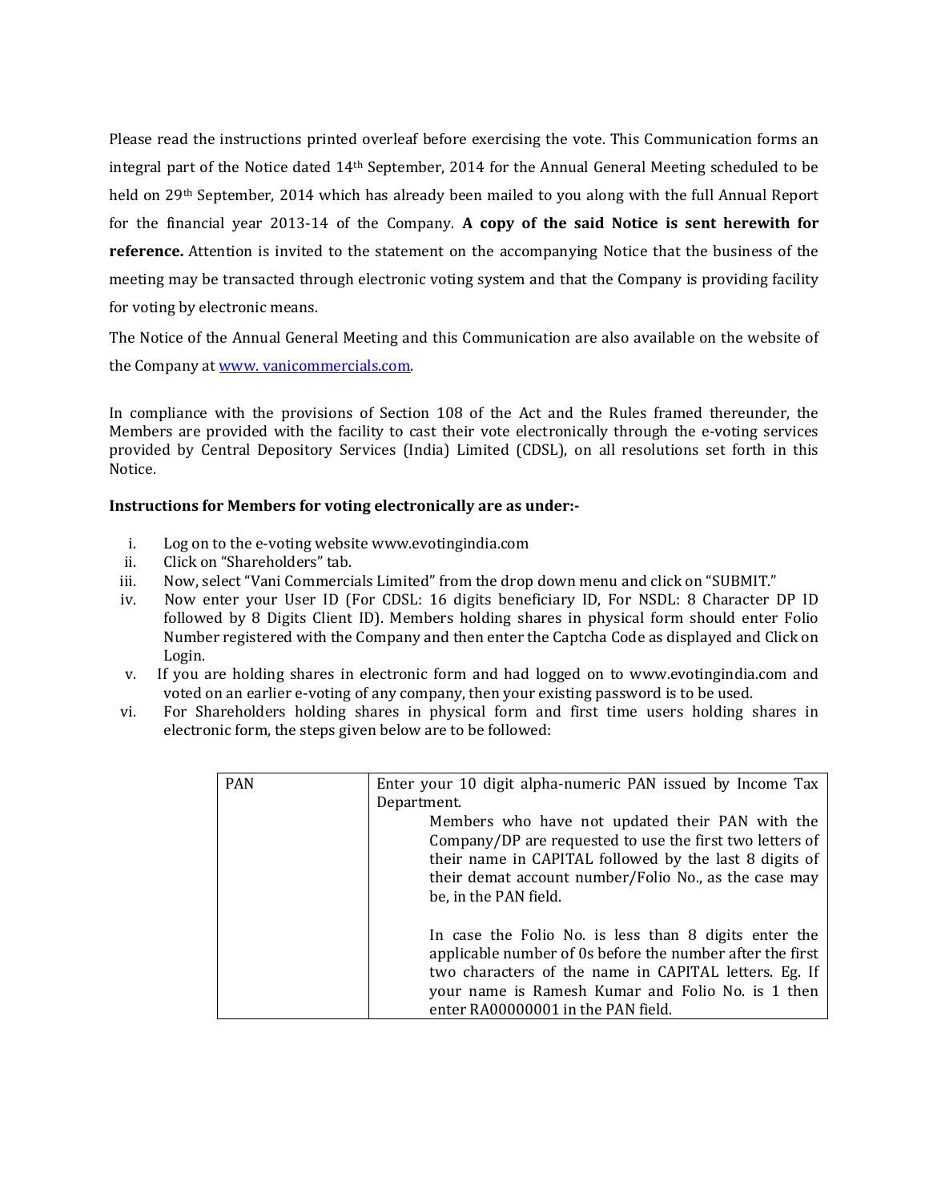Please read the instructions printed overleaf before exercising the vote. This Communication forms an integral part of the Notice dated 14th September, 2014 for the Annual General Meeting scheduled to be held on 29th September, 2014 which has already been mailed to you along with the full Annual Report for the financial year 2013-14 of the Company. **A copy of the said Notice is sent herewith for reference.** Attention is invited to the statement on the accompanying Notice that the business of the meeting may be transacted through electronic voting system and that the Company is providing facility for voting by electronic means.

The Notice of the Annual General Meeting and this Communication are also available on the website of the Company at www. vanicommercials.com.

In compliance with the provisions of Section 108 of the Act and the Rules framed thereunder, the Members are provided with the facility to cast their vote electronically through the e-voting services provided by Central Depository Services (India) Limited (CDSL), on all resolutions set forth in this Notice.

**Instructions for Members for voting electronically are as under:-**

i. Log on to the e-voting website www.evotingindia.com
ii. Click on "Shareholders" tab.
iii. Now, select "Vani Commercials Limited" from the drop down menu and click on "SUBMIT."
iv. Now enter your User ID (For CDSL: 16 digits beneficiary ID, For NSDL: 8 Character DP ID followed by 8 Digits Client ID). Members holding shares in physical form should enter Folio Number registered with the Company and then enter the Captcha Code as displayed and Click on Login.
v. If you are holding shares in electronic form and had logged on to www.evotingindia.com and voted on an earlier e-voting of any company, then your existing password is to be used.
vi. For Shareholders holding shares in physical form and first time users holding shares in electronic form, the steps given below are to be followed:

| PAN | Enter your 10 digit alpha-numeric PAN issued by Income Tax Department.<br>Members who have not updated their PAN with the Company/DP are requested to use the first two letters of their name in CAPITAL followed by the last 8 digits of their demat account number/Folio No., as the case may be, in the PAN field.<br><br>In case the Folio No. is less than 8 digits enter the applicable number of 0s before the number after the first two characters of the name in CAPITAL letters. Eg. If your name is Ramesh Kumar and Folio No. is 1 then enter RA00000001 in the PAN field. |
|---|---|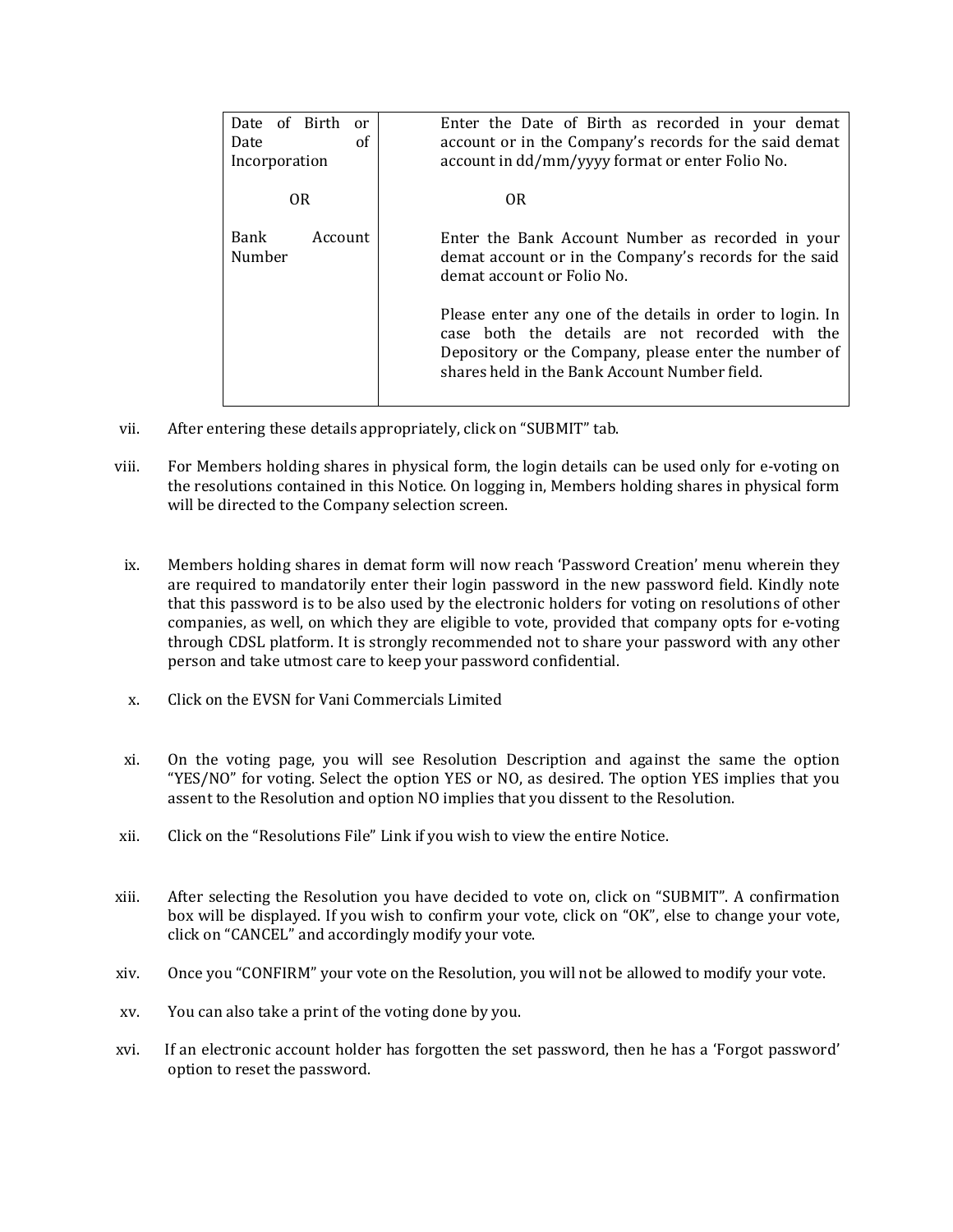| Date of Birth or Date of Incorporation<br><br>OR<br><br>Bank Account Number | Enter the Date of Birth as recorded in your demat account or in the Company's records for the said demat account in dd/mm/yyyy format or enter Folio No.<br><br>OR<br><br>Enter the Bank Account Number as recorded in your demat account or in the Company's records for the said demat account or Folio No.<br><br>Please enter any one of the details in order to login. In case both the details are not recorded with the Depository or the Company, please enter the number of shares held in the Bank Account Number field. |
|---|---|

vii. After entering these details appropriately, click on "SUBMIT" tab.

viii. For Members holding shares in physical form, the login details can be used only for e-voting on the resolutions contained in this Notice. On logging in, Members holding shares in physical form will be directed to the Company selection screen.

ix. Members holding shares in demat form will now reach 'Password Creation' menu wherein they are required to mandatorily enter their login password in the new password field. Kindly note that this password is to be also used by the electronic holders for voting on resolutions of other companies, as well, on which they are eligible to vote, provided that company opts for e-voting through CDSL platform. It is strongly recommended not to share your password with any other person and take utmost care to keep your password confidential.

x. Click on the EVSN for Vani Commercials Limited

xi. On the voting page, you will see Resolution Description and against the same the option "YES/NO" for voting. Select the option YES or NO, as desired. The option YES implies that you assent to the Resolution and option NO implies that you dissent to the Resolution.

xii. Click on the "Resolutions File" Link if you wish to view the entire Notice.

xiii. After selecting the Resolution you have decided to vote on, click on "SUBMIT". A confirmation box will be displayed. If you wish to confirm your vote, click on "OK", else to change your vote, click on "CANCEL" and accordingly modify your vote.

xiv. Once you "CONFIRM" your vote on the Resolution, you will not be allowed to modify your vote.

xv. You can also take a print of the voting done by you.

xvi. If an electronic account holder has forgotten the set password, then he has a 'Forgot password' option to reset the password.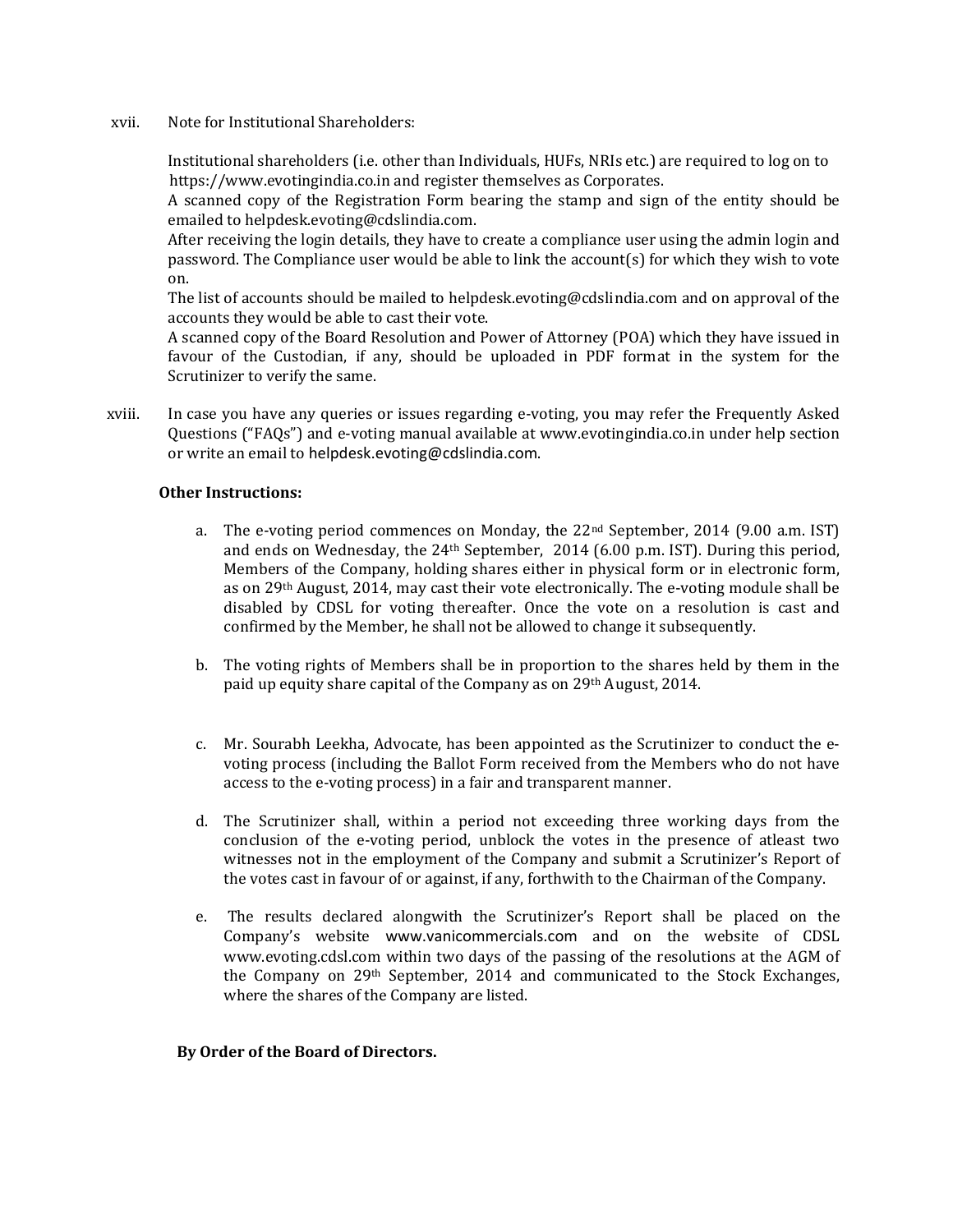xvii. Note for Institutional Shareholders:

Institutional shareholders (i.e. other than Individuals, HUFs, NRIs etc.) are required to log on to https://www.evotingindia.co.in and register themselves as Corporates.

A scanned copy of the Registration Form bearing the stamp and sign of the entity should be emailed to helpdesk.evoting@cdslindia.com.

After receiving the login details, they have to create a compliance user using the admin login and password. The Compliance user would be able to link the account(s) for which they wish to vote on.

The list of accounts should be mailed to helpdesk.evoting@cdslindia.com and on approval of the accounts they would be able to cast their vote.

A scanned copy of the Board Resolution and Power of Attorney (POA) which they have issued in favour of the Custodian, if any, should be uploaded in PDF format in the system for the Scrutinizer to verify the same.

xviii. In case you have any queries or issues regarding e-voting, you may refer the Frequently Asked Questions ("FAQs") and e-voting manual available at www.evotingindia.co.in under help section or write an email to helpdesk.evoting@cdslindia.com.

**Other Instructions:**

a. The e-voting period commences on Monday, the 22nd September, 2014 (9.00 a.m. IST) and ends on Wednesday, the 24th September, 2014 (6.00 p.m. IST). During this period, Members of the Company, holding shares either in physical form or in electronic form, as on 29th August, 2014, may cast their vote electronically. The e-voting module shall be disabled by CDSL for voting thereafter. Once the vote on a resolution is cast and confirmed by the Member, he shall not be allowed to change it subsequently.

b. The voting rights of Members shall be in proportion to the shares held by them in the paid up equity share capital of the Company as on 29th August, 2014.

c. Mr. Sourabh Leekha, Advocate, has been appointed as the Scrutinizer to conduct the e-voting process (including the Ballot Form received from the Members who do not have access to the e-voting process) in a fair and transparent manner.

d. The Scrutinizer shall, within a period not exceeding three working days from the conclusion of the e-voting period, unblock the votes in the presence of atleast two witnesses not in the employment of the Company and submit a Scrutinizer's Report of the votes cast in favour of or against, if any, forthwith to the Chairman of the Company.

e. The results declared alongwith the Scrutinizer's Report shall be placed on the Company's website www.vanicommercials.com and on the website of CDSL www.evoting.cdsl.com within two days of the passing of the resolutions at the AGM of the Company on 29th September, 2014 and communicated to the Stock Exchanges, where the shares of the Company are listed.

**By Order of the Board of Directors.**